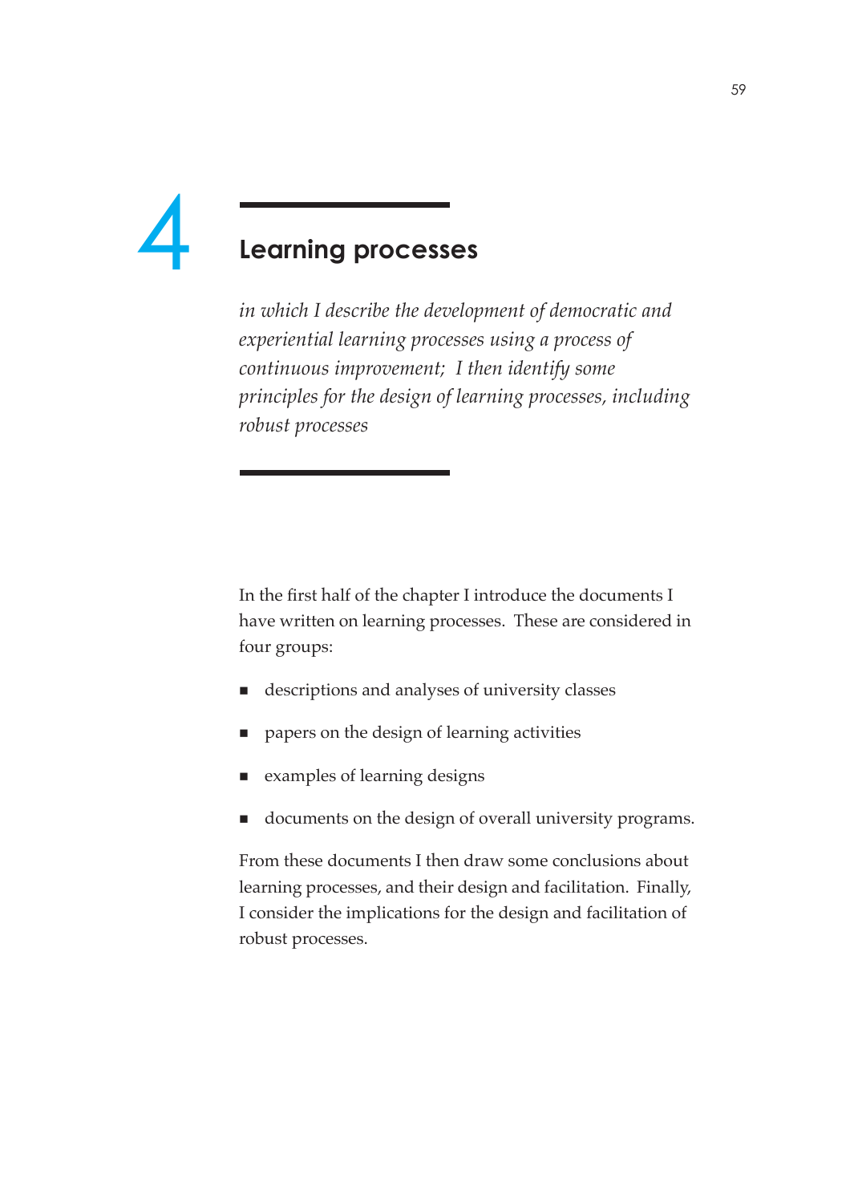# 4 Learning processes

*in which I describe the development of democratic and experiential learning processes using a process of continuous improvement; I then identify some principles for the design of learning processes, including robust processes*

In the first half of the chapter I introduce the documents I have written on learning processes. These are considered in four groups:

- descriptions and analyses of university classes
- papers on the design of learning activities
- examples of learning designs
- documents on the design of overall university programs.

From these documents I then draw some conclusions about learning processes, and their design and facilitation. Finally, I consider the implications for the design and facilitation of robust processes.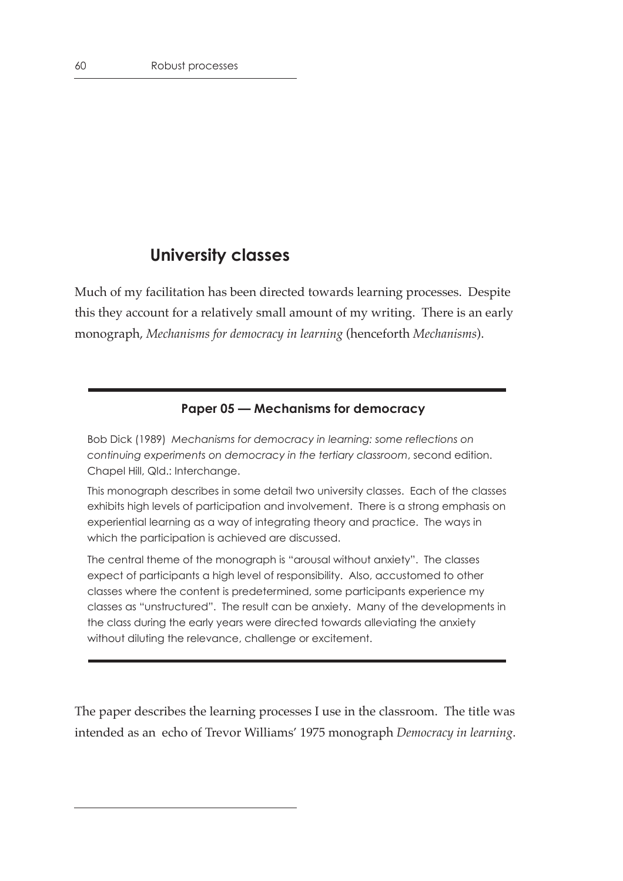## University classes

Much of my facilitation has been directed towards learning processes. Despite this they account for a relatively small amount of my writing. There is an early monograph, *Mechanisms for democracy in learning* (henceforth *Mechanisms*).

---

**Paper 05 — Mechanisms for democracy**

Bob Dick (1989) *Mechanisms for democracy in learning: some reflections on continuing experiments on democracy in the tertiary classroom*, second edition. Chapel Hill, Qld.: Interchange.

This monograph describes in some detail two university classes. Each of the classes exhibits high levels of participation and involvement. There is a strong emphasis on experiential learning as a way of integrating theory and practice. The ways in which the participation is achieved are discussed.

The central theme of the monograph is "arousal without anxiety". The classes expect of participants a high level of responsibility. Also, accustomed to other classes where the content is predetermined, some participants experience my classes as "unstructured". The result can be anxiety. Many of the developments in the class during the early years were directed towards alleviating the anxiety without diluting the relevance, challenge or excitement.

---

The paper describes the learning processes I use in the classroom. The title was intended as an echo of Trevor Williams' 1975 monograph *Democracy in learning*.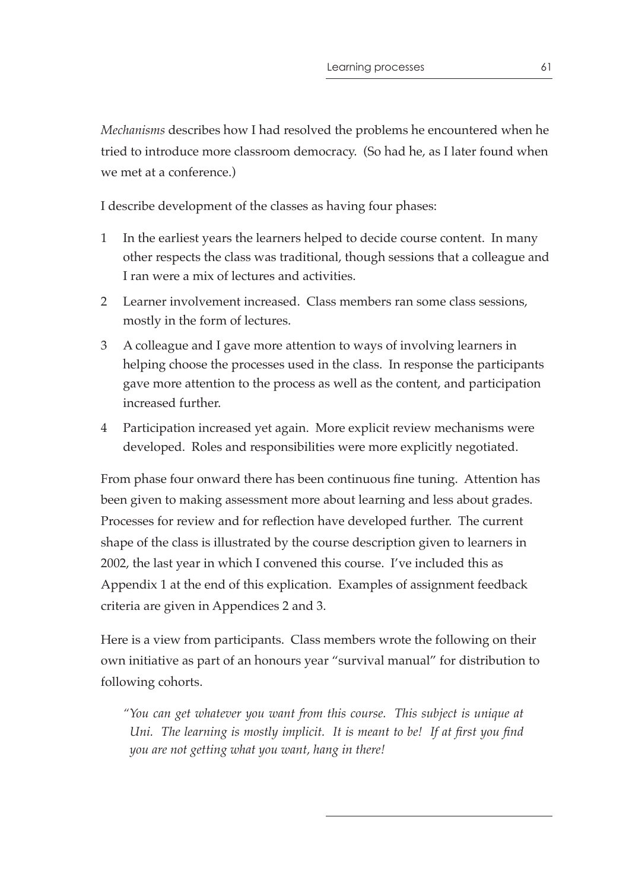*Mechanisms* describes how I had resolved the problems he encountered when he tried to introduce more classroom democracy. (So had he, as I later found when we met at a conference.)

I describe development of the classes as having four phases:

1. In the earliest years the learners helped to decide course content. In many other respects the class was traditional, though sessions that a colleague and I ran were a mix of lectures and activities.
2. Learner involvement increased. Class members ran some class sessions, mostly in the form of lectures.
3. A colleague and I gave more attention to ways of involving learners in helping choose the processes used in the class. In response the participants gave more attention to the process as well as the content, and participation increased further.
4. Participation increased yet again. More explicit review mechanisms were developed. Roles and responsibilities were more explicitly negotiated.

From phase four onward there has been continuous fine tuning. Attention has been given to making assessment more about learning and less about grades. Processes for review and for reflection have developed further. The current shape of the class is illustrated by the course description given to learners in 2002, the last year in which I convened this course. I've included this as Appendix 1 at the end of this explication. Examples of assignment feedback criteria are given in Appendices 2 and 3.

Here is a view from participants. Class members wrote the following on their own initiative as part of an honours year "survival manual" for distribution to following cohorts.

> *"You can get whatever you want from this course. This subject is unique at Uni. The learning is mostly implicit. It is meant to be! If at first you find you are not getting what you want, hang in there!*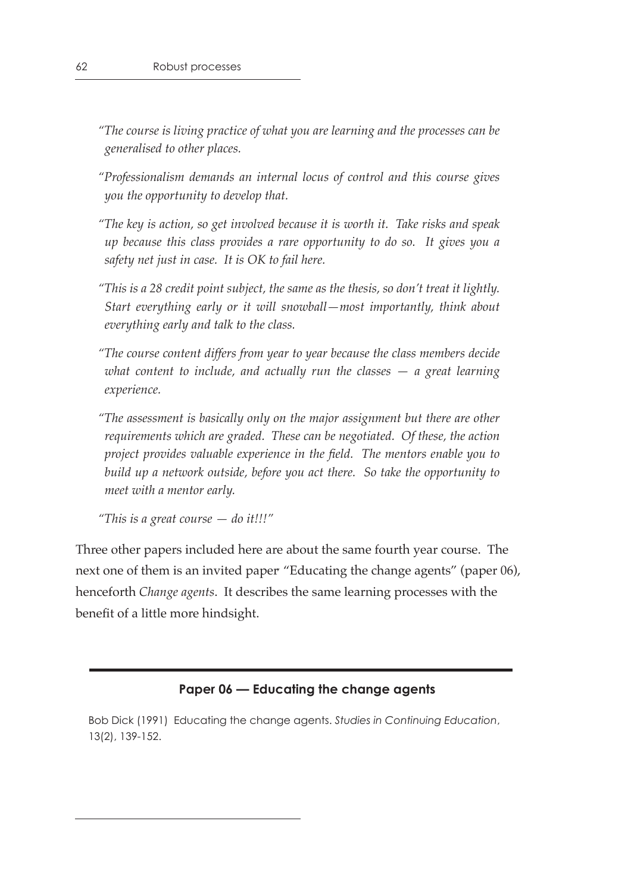*"The course is living practice of what you are learning and the processes can be generalised to other places.*

*"Professionalism demands an internal locus of control and this course gives you the opportunity to develop that.*

*"The key is action, so get involved because it is worth it. Take risks and speak up because this class provides a rare opportunity to do so. It gives you a safety net just in case. It is OK to fail here.*

*"This is a 28 credit point subject, the same as the thesis, so don't treat it lightly. Start everything early or it will snowball—most importantly, think about everything early and talk to the class.*

*"The course content differs from year to year because the class members decide what content to include, and actually run the classes — a great learning experience.*

*"The assessment is basically only on the major assignment but there are other requirements which are graded. These can be negotiated. Of these, the action project provides valuable experience in the field. The mentors enable you to build up a network outside, before you act there. So take the opportunity to meet with a mentor early.*

*"This is a great course — do it!!!"*

Three other papers included here are about the same fourth year course. The next one of them is an invited paper "Educating the change agents" (paper 06), henceforth *Change agents*. It describes the same learning processes with the benefit of a little more hindsight.

---

### Paper 06 — Educating the change agents

Bob Dick (1991) Educating the change agents. *Studies in Continuing Education*, 13(2), 139-152.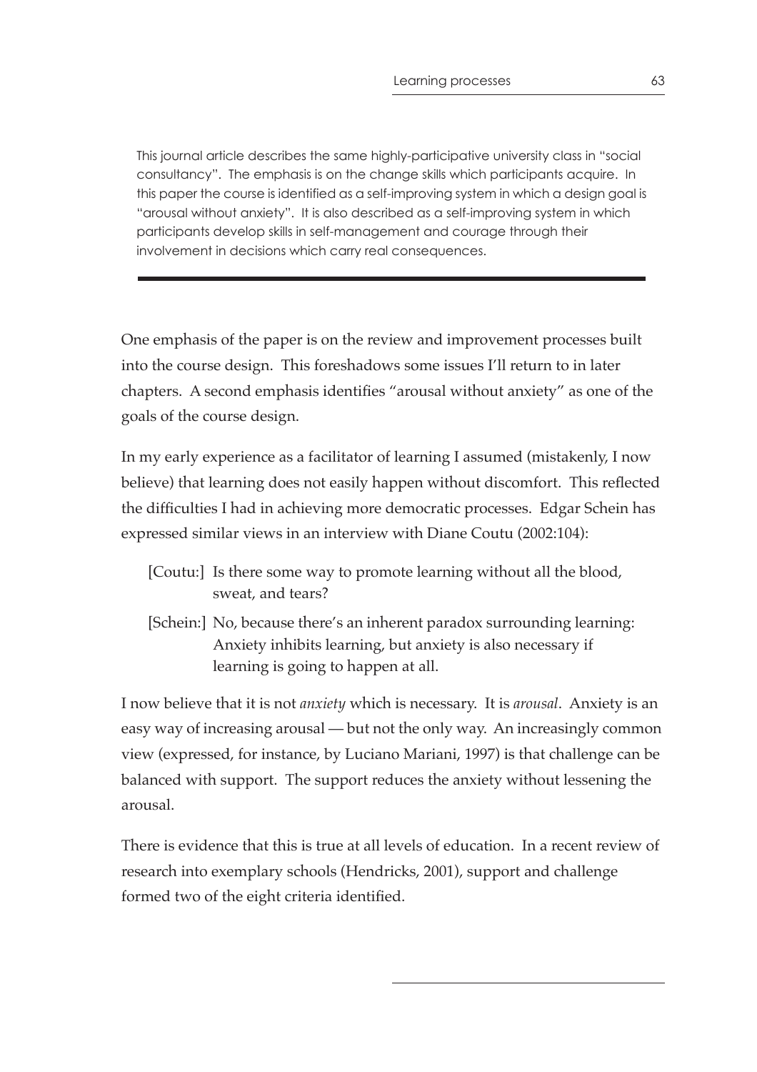This journal article describes the same highly-participative university class in "social consultancy". The emphasis is on the change skills which participants acquire. In this paper the course is identified as a self-improving system in which a design goal is "arousal without anxiety". It is also described as a self-improving system in which participants develop skills in self-management and courage through their involvement in decisions which carry real consequences.

---

One emphasis of the paper is on the review and improvement processes built into the course design. This foreshadows some issues I'll return to in later chapters. A second emphasis identifies "arousal without anxiety" as one of the goals of the course design.

In my early experience as a facilitator of learning I assumed (mistakenly, I now believe) that learning does not easily happen without discomfort. This reflected the difficulties I had in achieving more democratic processes. Edgar Schein has expressed similar views in an interview with Diane Coutu (2002:104):

> [Coutu:] Is there some way to promote learning without all the blood, sweat, and tears?
>
> [Schein:] No, because there's an inherent paradox surrounding learning: Anxiety inhibits learning, but anxiety is also necessary if learning is going to happen at all.

I now believe that it is not *anxiety* which is necessary. It is *arousal*. Anxiety is an easy way of increasing arousal — but not the only way. An increasingly common view (expressed, for instance, by Luciano Mariani, 1997) is that challenge can be balanced with support. The support reduces the anxiety without lessening the arousal.

There is evidence that this is true at all levels of education. In a recent review of research into exemplary schools (Hendricks, 2001), support and challenge formed two of the eight criteria identified.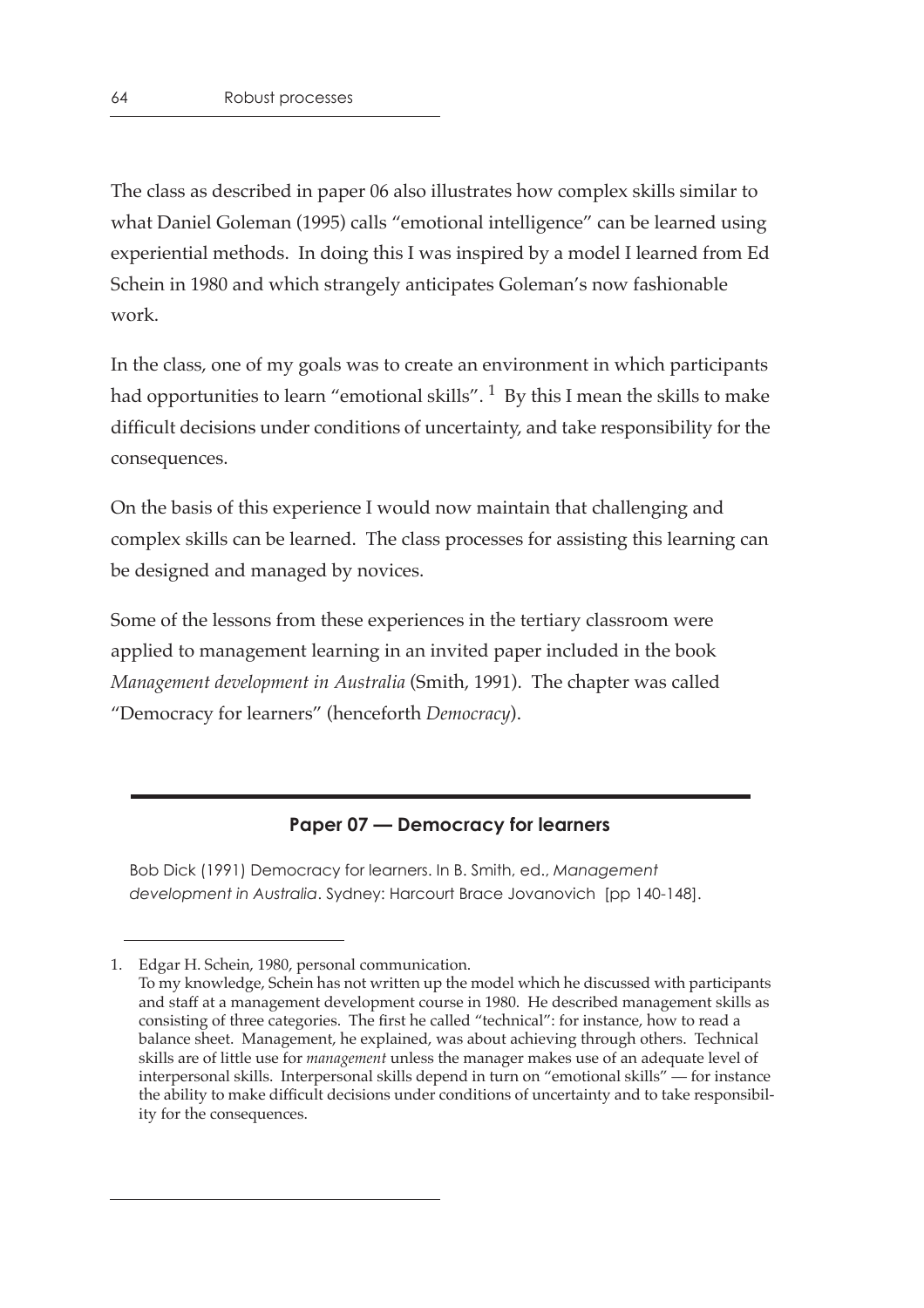The class as described in paper 06 also illustrates how complex skills similar to what Daniel Goleman (1995) calls "emotional intelligence" can be learned using experiential methods. In doing this I was inspired by a model I learned from Ed Schein in 1980 and which strangely anticipates Goleman's now fashionable work.

In the class, one of my goals was to create an environment in which participants had opportunities to learn "emotional skills". [1] By this I mean the skills to make difficult decisions under conditions of uncertainty, and take responsibility for the consequences.

On the basis of this experience I would now maintain that challenging and complex skills can be learned. The class processes for assisting this learning can be designed and managed by novices.

Some of the lessons from these experiences in the tertiary classroom were applied to management learning in an invited paper included in the book *Management development in Australia* (Smith, 1991). The chapter was called "Democracy for learners" (henceforth *Democracy*).

---

## Paper 07 — Democracy for learners

Bob Dick (1991) Democracy for learners. In B. Smith, ed., *Management development in Australia*. Sydney: Harcourt Brace Jovanovich [pp 140-148].

---

1. Edgar H. Schein, 1980, personal communication.
To my knowledge, Schein has not written up the model which he discussed with participants and staff at a management development course in 1980. He described management skills as consisting of three categories. The first he called "technical": for instance, how to read a balance sheet. Management, he explained, was about achieving through others. Technical skills are of little use for *management* unless the manager makes use of an adequate level of interpersonal skills. Interpersonal skills depend in turn on "emotional skills" — for instance the ability to make difficult decisions under conditions of uncertainty and to take responsibility for the consequences.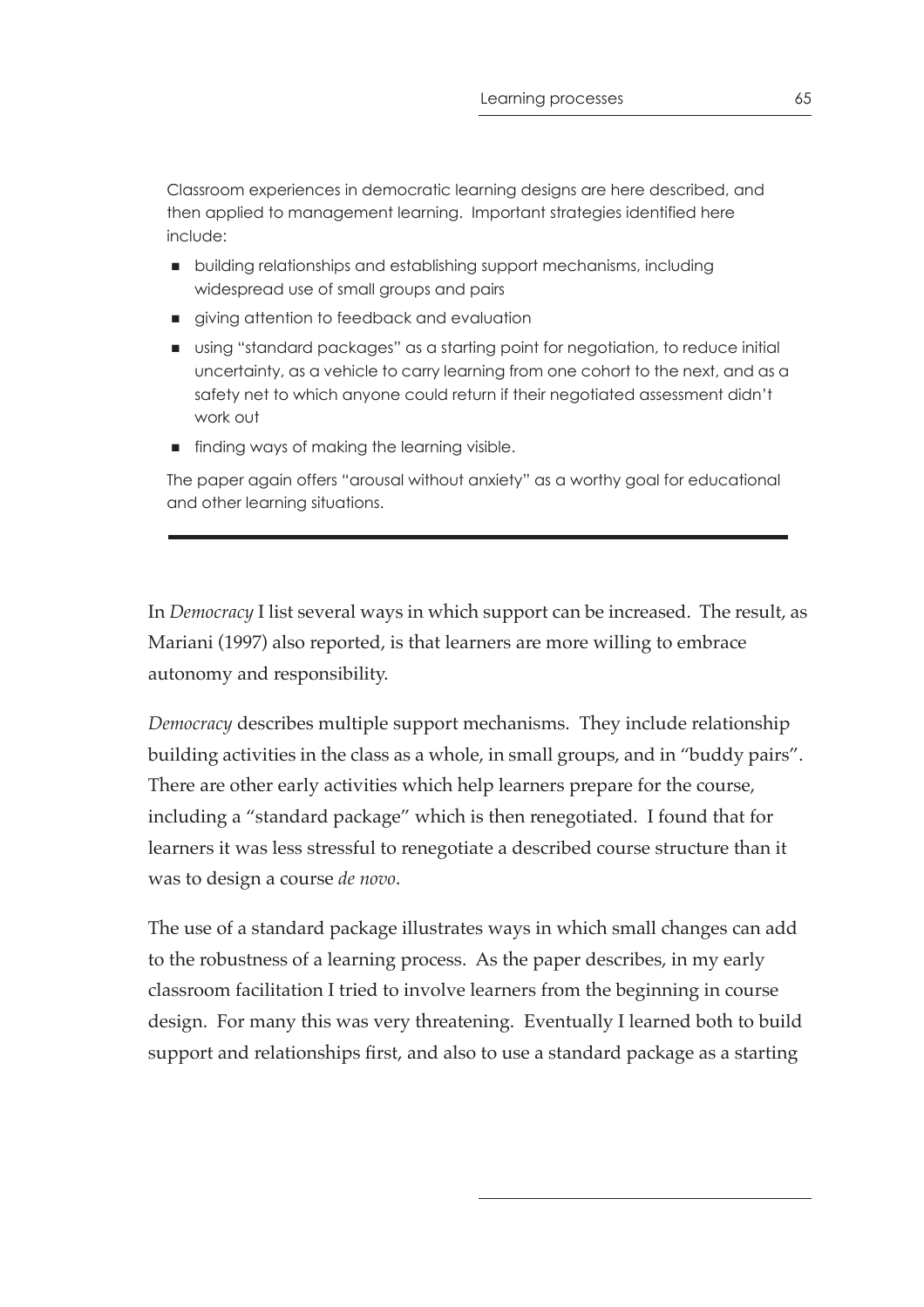Classroom experiences in democratic learning designs are here described, and then applied to management learning. Important strategies identified here include:

- building relationships and establishing support mechanisms, including widespread use of small groups and pairs
- giving attention to feedback and evaluation
- using "standard packages" as a starting point for negotiation, to reduce initial uncertainty, as a vehicle to carry learning from one cohort to the next, and as a safety net to which anyone could return if their negotiated assessment didn't work out
- finding ways of making the learning visible.

The paper again offers "arousal without anxiety" as a worthy goal for educational and other learning situations.

---

In *Democracy* I list several ways in which support can be increased. The result, as Mariani (1997) also reported, is that learners are more willing to embrace autonomy and responsibility.

*Democracy* describes multiple support mechanisms. They include relationship building activities in the class as a whole, in small groups, and in "buddy pairs". There are other early activities which help learners prepare for the course, including a "standard package" which is then renegotiated. I found that for learners it was less stressful to renegotiate a described course structure than it was to design a course *de novo*.

The use of a standard package illustrates ways in which small changes can add to the robustness of a learning process. As the paper describes, in my early classroom facilitation I tried to involve learners from the beginning in course design. For many this was very threatening. Eventually I learned both to build support and relationships first, and also to use a standard package as a starting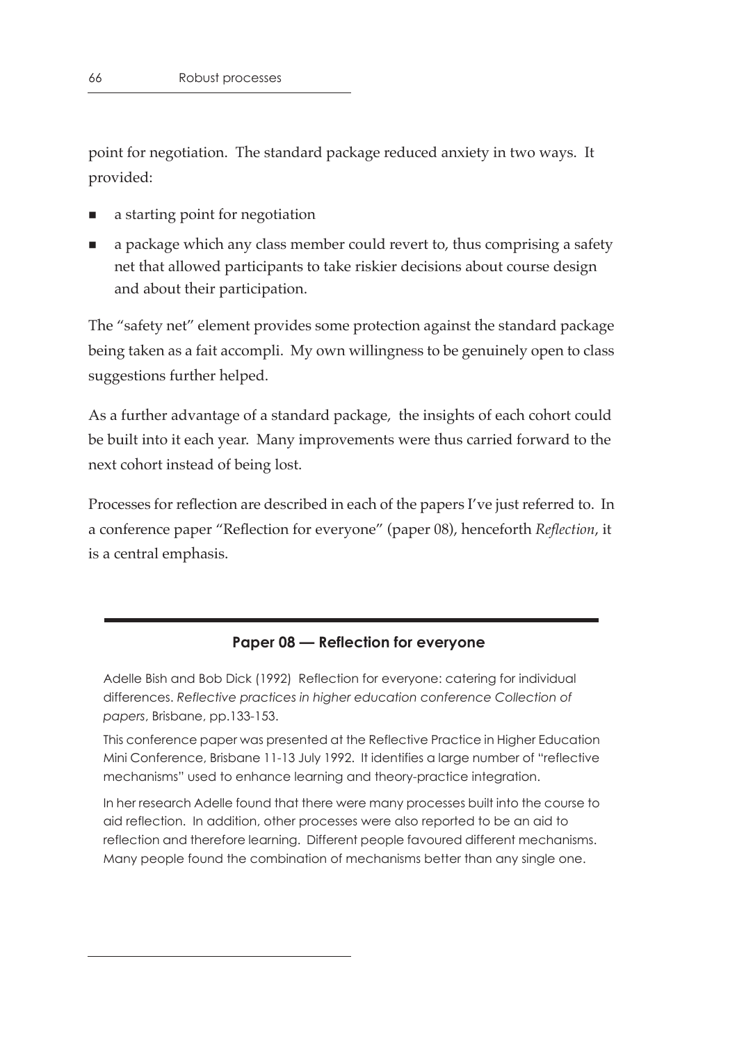point for negotiation. The standard package reduced anxiety in two ways. It provided:

- a starting point for negotiation
- a package which any class member could revert to, thus comprising a safety net that allowed participants to take riskier decisions about course design and about their participation.

The "safety net" element provides some protection against the standard package being taken as a fait accompli. My own willingness to be genuinely open to class suggestions further helped.

As a further advantage of a standard package, the insights of each cohort could be built into it each year. Many improvements were thus carried forward to the next cohort instead of being lost.

Processes for reflection are described in each of the papers I've just referred to. In a conference paper "Reflection for everyone" (paper 08), henceforth *Reflection*, it is a central emphasis.

---

### Paper 08 — Reflection for everyone

Adelle Bish and Bob Dick (1992) Reflection for everyone: catering for individual differences. *Reflective practices in higher education conference Collection of papers*, Brisbane, pp.133-153.

This conference paper was presented at the Reflective Practice in Higher Education Mini Conference, Brisbane 11-13 July 1992. It identifies a large number of "reflective mechanisms" used to enhance learning and theory-practice integration.

In her research Adelle found that there were many processes built into the course to aid reflection. In addition, other processes were also reported to be an aid to reflection and therefore learning. Different people favoured different mechanisms. Many people found the combination of mechanisms better than any single one.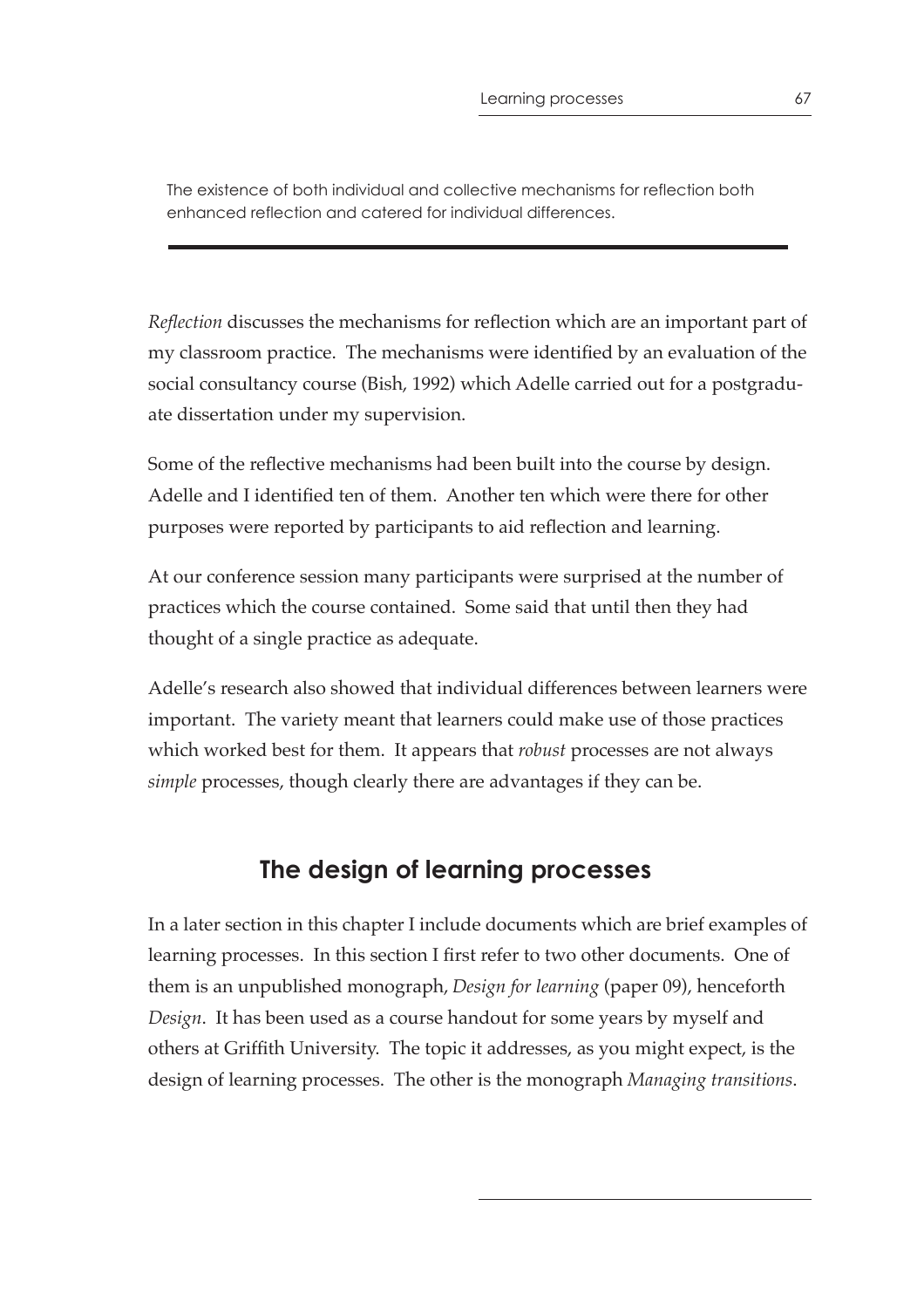The existence of both individual and collective mechanisms for reflection both enhanced reflection and catered for individual differences.

---

*Reflection* discusses the mechanisms for reflection which are an important part of my classroom practice. The mechanisms were identified by an evaluation of the social consultancy course (Bish, 1992) which Adelle carried out for a postgraduate dissertation under my supervision.

Some of the reflective mechanisms had been built into the course by design. Adelle and I identified ten of them. Another ten which were there for other purposes were reported by participants to aid reflection and learning.

At our conference session many participants were surprised at the number of practices which the course contained. Some said that until then they had thought of a single practice as adequate.

Adelle's research also showed that individual differences between learners were important. The variety meant that learners could make use of those practices which worked best for them. It appears that *robust* processes are not always *simple* processes, though clearly there are advantages if they can be.

## The design of learning processes

In a later section in this chapter I include documents which are brief examples of learning processes. In this section I first refer to two other documents. One of them is an unpublished monograph, *Design for learning* (paper 09), henceforth *Design*. It has been used as a course handout for some years by myself and others at Griffith University. The topic it addresses, as you might expect, is the design of learning processes. The other is the monograph *Managing transitions*.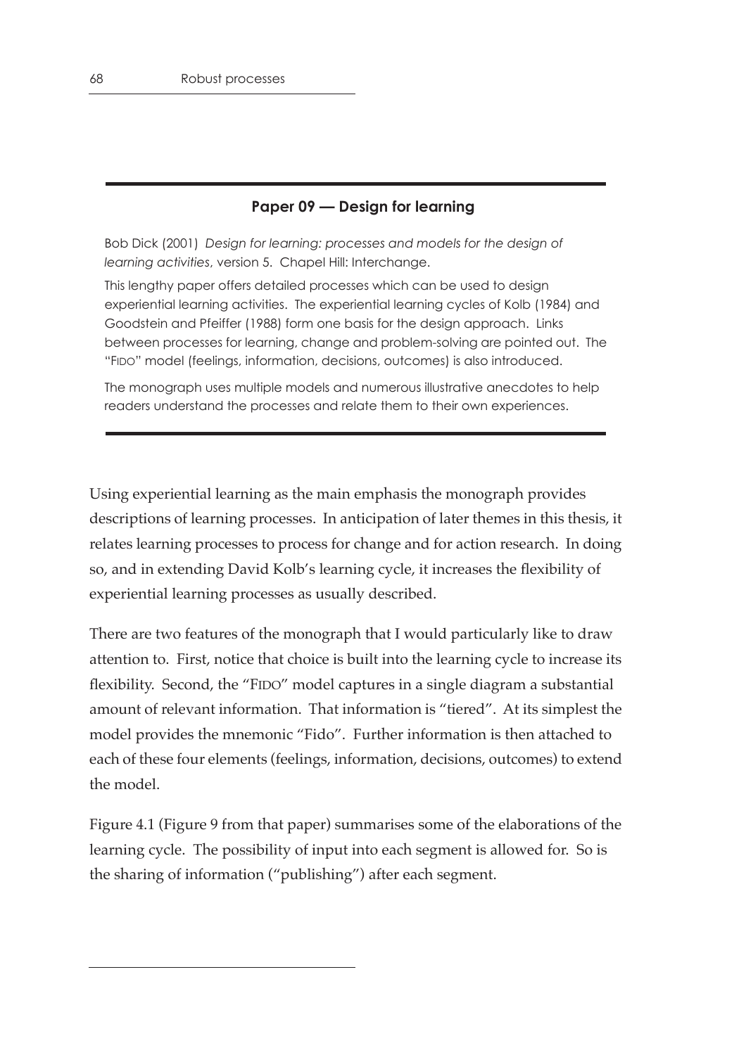### Paper 09 — Design for learning

Bob Dick (2001) *Design for learning: processes and models for the design of learning activities*, version 5. Chapel Hill: Interchange.

This lengthy paper offers detailed processes which can be used to design experiential learning activities. The experiential learning cycles of Kolb (1984) and Goodstein and Pfeiffer (1988) form one basis for the design approach. Links between processes for learning, change and problem-solving are pointed out. The "FIDO" model (feelings, information, decisions, outcomes) is also introduced.

The monograph uses multiple models and numerous illustrative anecdotes to help readers understand the processes and relate them to their own experiences.

Using experiential learning as the main emphasis the monograph provides descriptions of learning processes. In anticipation of later themes in this thesis, it relates learning processes to process for change and for action research. In doing so, and in extending David Kolb's learning cycle, it increases the flexibility of experiential learning processes as usually described.

There are two features of the monograph that I would particularly like to draw attention to. First, notice that choice is built into the learning cycle to increase its flexibility. Second, the "FIDO" model captures in a single diagram a substantial amount of relevant information. That information is "tiered". At its simplest the model provides the mnemonic "Fido". Further information is then attached to each of these four elements (feelings, information, decisions, outcomes) to extend the model.

Figure 4.1 (Figure 9 from that paper) summarises some of the elaborations of the learning cycle. The possibility of input into each segment is allowed for. So is the sharing of information ("publishing") after each segment.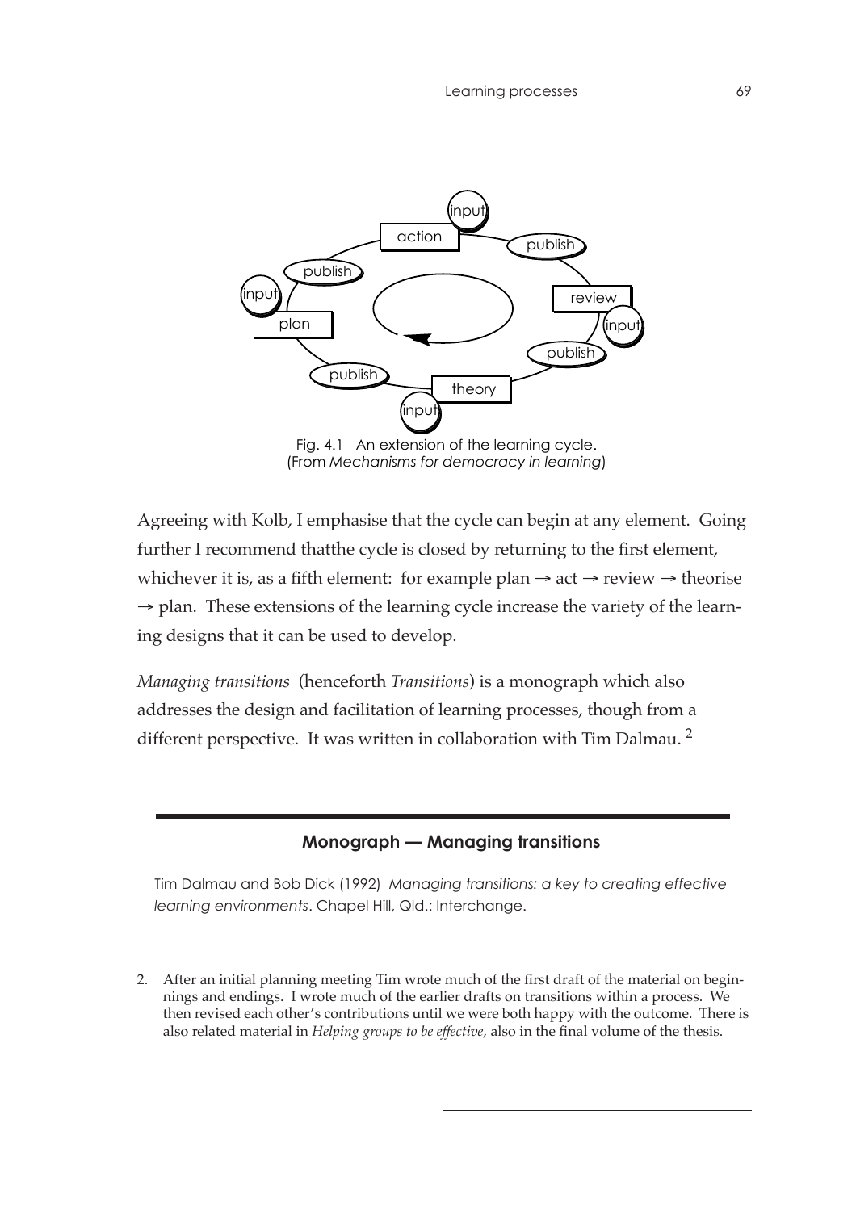Fig. 4.1 An extension of the learning cycle.
(From *Mechanisms for democracy in learning*)

Agreeing with Kolb, I emphasise that the cycle can begin at any element. Going further I recommend thatthe cycle is closed by returning to the first element, whichever it is, as a fifth element: for example plan → act → review → theorise → plan. These extensions of the learning cycle increase the variety of the learning designs that it can be used to develop.

*Managing transitions* (henceforth *Transitions*) is a monograph which also addresses the design and facilitation of learning processes, though from a different perspective. It was written in collaboration with Tim Dalmau. [2]

---

**Monograph — Managing transitions**

Tim Dalmau and Bob Dick (1992) *Managing transitions: a key to creating effective learning environments*. Chapel Hill, Qld.: Interchange.

---

2. After an initial planning meeting Tim wrote much of the first draft of the material on beginnings and endings. I wrote much of the earlier drafts on transitions within a process. We then revised each other's contributions until we were both happy with the outcome. There is also related material in *Helping groups to be effective*, also in the final volume of the thesis.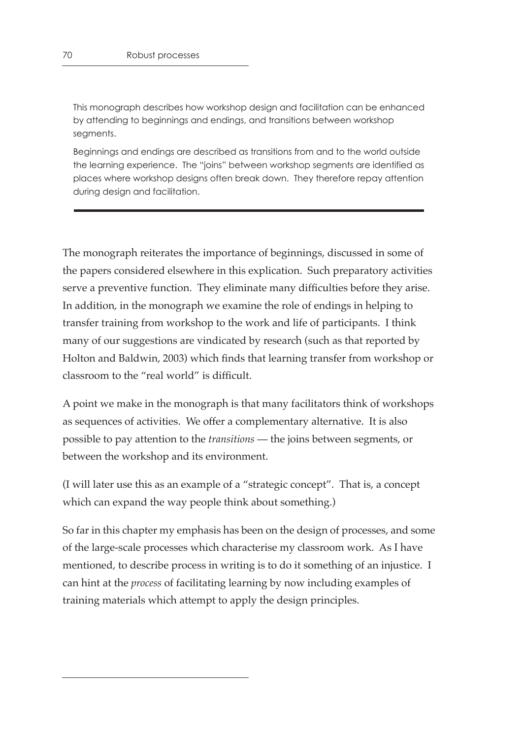This monograph describes how workshop design and facilitation can be enhanced by attending to beginnings and endings, and transitions between workshop segments.

Beginnings and endings are described as transitions from and to the world outside the learning experience. The "joins" between workshop segments are identified as places where workshop designs often break down. They therefore repay attention during design and facilitation.

---

The monograph reiterates the importance of beginnings, discussed in some of the papers considered elsewhere in this explication. Such preparatory activities serve a preventive function. They eliminate many difficulties before they arise. In addition, in the monograph we examine the role of endings in helping to transfer training from workshop to the work and life of participants. I think many of our suggestions are vindicated by research (such as that reported by Holton and Baldwin, 2003) which finds that learning transfer from workshop or classroom to the "real world" is difficult.

A point we make in the monograph is that many facilitators think of workshops as sequences of activities. We offer a complementary alternative. It is also possible to pay attention to the *transitions* — the joins between segments, or between the workshop and its environment.

(I will later use this as an example of a "strategic concept". That is, a concept which can expand the way people think about something.)

So far in this chapter my emphasis has been on the design of processes, and some of the large-scale processes which characterise my classroom work. As I have mentioned, to describe process in writing is to do it something of an injustice. I can hint at the *process* of facilitating learning by now including examples of training materials which attempt to apply the design principles.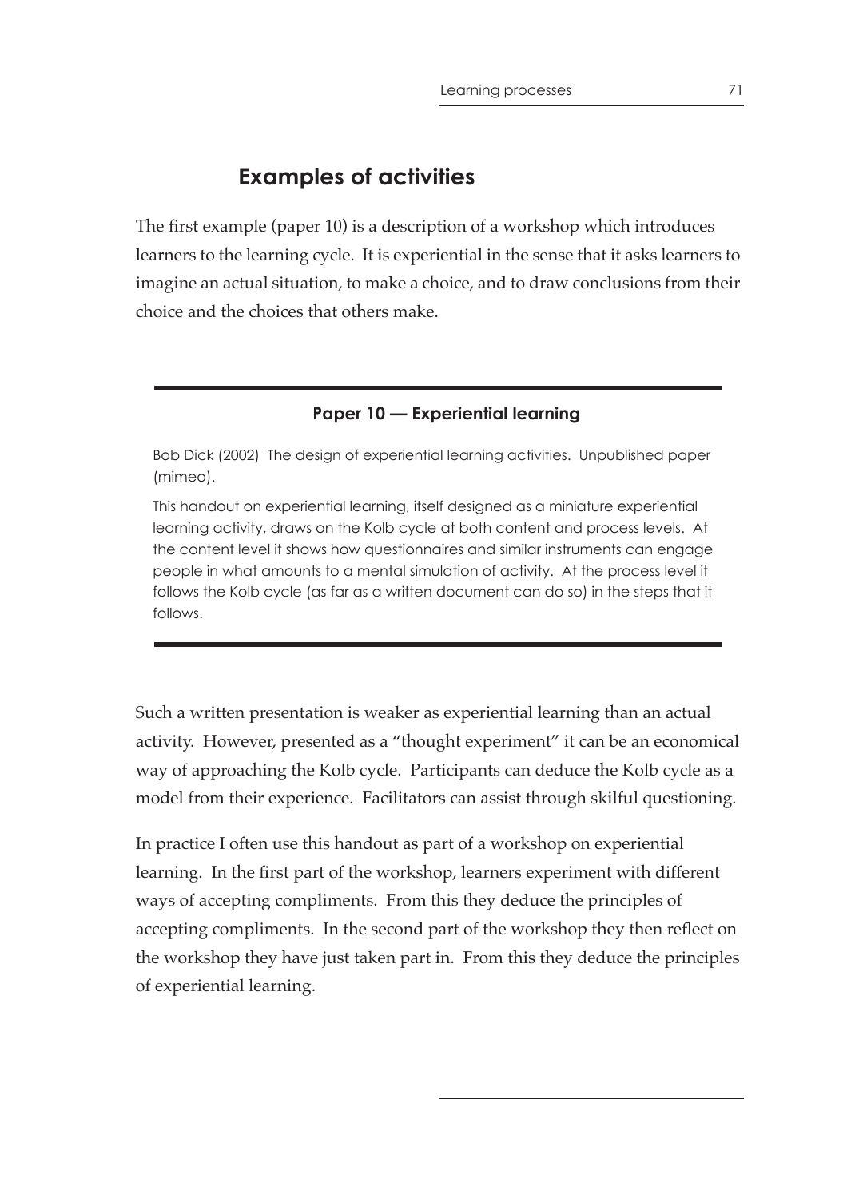## Examples of activities

The first example (paper 10) is a description of a workshop which introduces learners to the learning cycle. It is experiential in the sense that it asks learners to imagine an actual situation, to make a choice, and to draw conclusions from their choice and the choices that others make.

---

**Paper 10 — Experiential learning**

Bob Dick (2002) The design of experiential learning activities. Unpublished paper (mimeo).

This handout on experiential learning, itself designed as a miniature experiential learning activity, draws on the Kolb cycle at both content and process levels. At the content level it shows how questionnaires and similar instruments can engage people in what amounts to a mental simulation of activity. At the process level it follows the Kolb cycle (as far as a written document can do so) in the steps that it follows.

---

Such a written presentation is weaker as experiential learning than an actual activity. However, presented as a "thought experiment" it can be an economical way of approaching the Kolb cycle. Participants can deduce the Kolb cycle as a model from their experience. Facilitators can assist through skilful questioning.

In practice I often use this handout as part of a workshop on experiential learning. In the first part of the workshop, learners experiment with different ways of accepting compliments. From this they deduce the principles of accepting compliments. In the second part of the workshop they then reflect on the workshop they have just taken part in. From this they deduce the principles of experiential learning.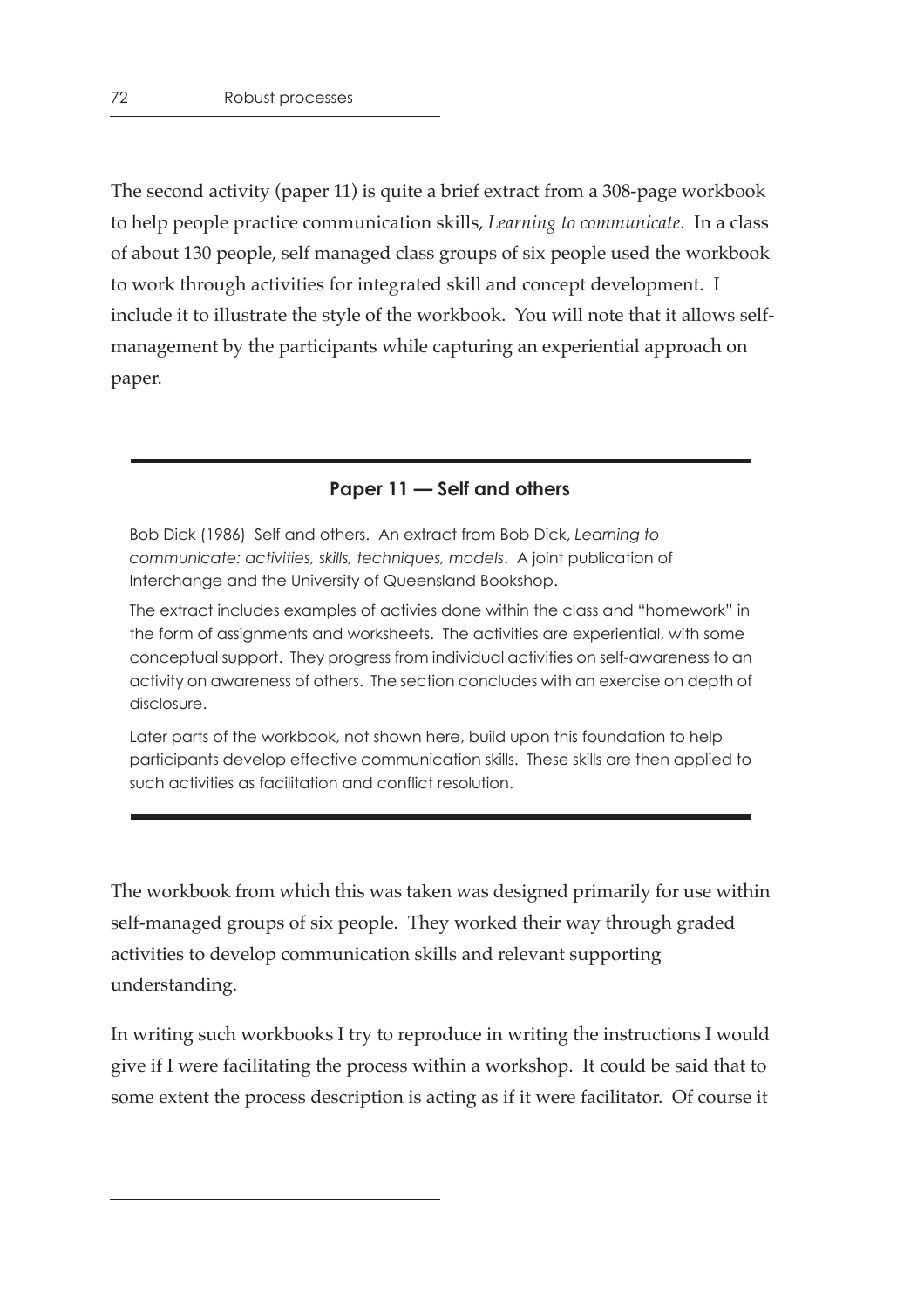The second activity (paper 11) is quite a brief extract from a 308-page workbook to help people practice communication skills, *Learning to communicate*. In a class of about 130 people, self managed class groups of six people used the workbook to work through activities for integrated skill and concept development. I include it to illustrate the style of the workbook. You will note that it allows self-management by the participants while capturing an experiential approach on paper.

---

**Paper 11 — Self and others**

Bob Dick (1986) Self and others. An extract from Bob Dick, *Learning to communicate: activities, skills, techniques, models*. A joint publication of Interchange and the University of Queensland Bookshop.

The extract includes examples of activies done within the class and "homework" in the form of assignments and worksheets. The activities are experiential, with some conceptual support. They progress from individual activities on self-awareness to an activity on awareness of others. The section concludes with an exercise on depth of disclosure.

Later parts of the workbook, not shown here, build upon this foundation to help participants develop effective communication skills. These skills are then applied to such activities as facilitation and conflict resolution.

---

The workbook from which this was taken was designed primarily for use within self-managed groups of six people. They worked their way through graded activities to develop communication skills and relevant supporting understanding.

In writing such workbooks I try to reproduce in writing the instructions I would give if I were facilitating the process within a workshop. It could be said that to some extent the process description is acting as if it were facilitator. Of course it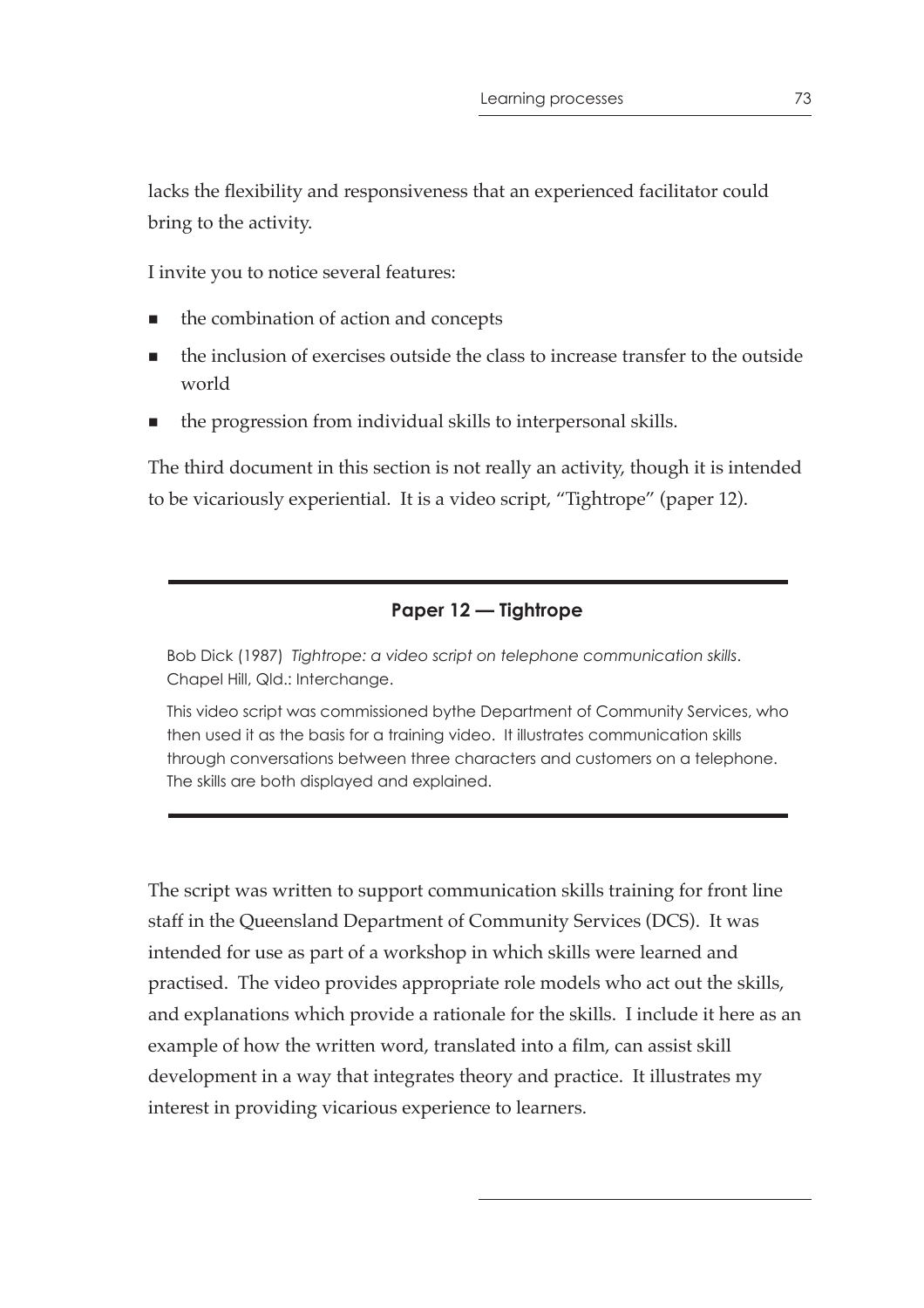lacks the flexibility and responsiveness that an experienced facilitator could bring to the activity.

I invite you to notice several features:

- the combination of action and concepts
- the inclusion of exercises outside the class to increase transfer to the outside world
- the progression from individual skills to interpersonal skills.

The third document in this section is not really an activity, though it is intended to be vicariously experiential. It is a video script, "Tightrope" (paper 12).

---

### Paper 12 — Tightrope

Bob Dick (1987) *Tightrope: a video script on telephone communication skills*. Chapel Hill, Qld.: Interchange.

This video script was commissioned bythe Department of Community Services, who then used it as the basis for a training video. It illustrates communication skills through conversations between three characters and customers on a telephone. The skills are both displayed and explained.

---

The script was written to support communication skills training for front line staff in the Queensland Department of Community Services (DCS). It was intended for use as part of a workshop in which skills were learned and practised. The video provides appropriate role models who act out the skills, and explanations which provide a rationale for the skills. I include it here as an example of how the written word, translated into a film, can assist skill development in a way that integrates theory and practice. It illustrates my interest in providing vicarious experience to learners.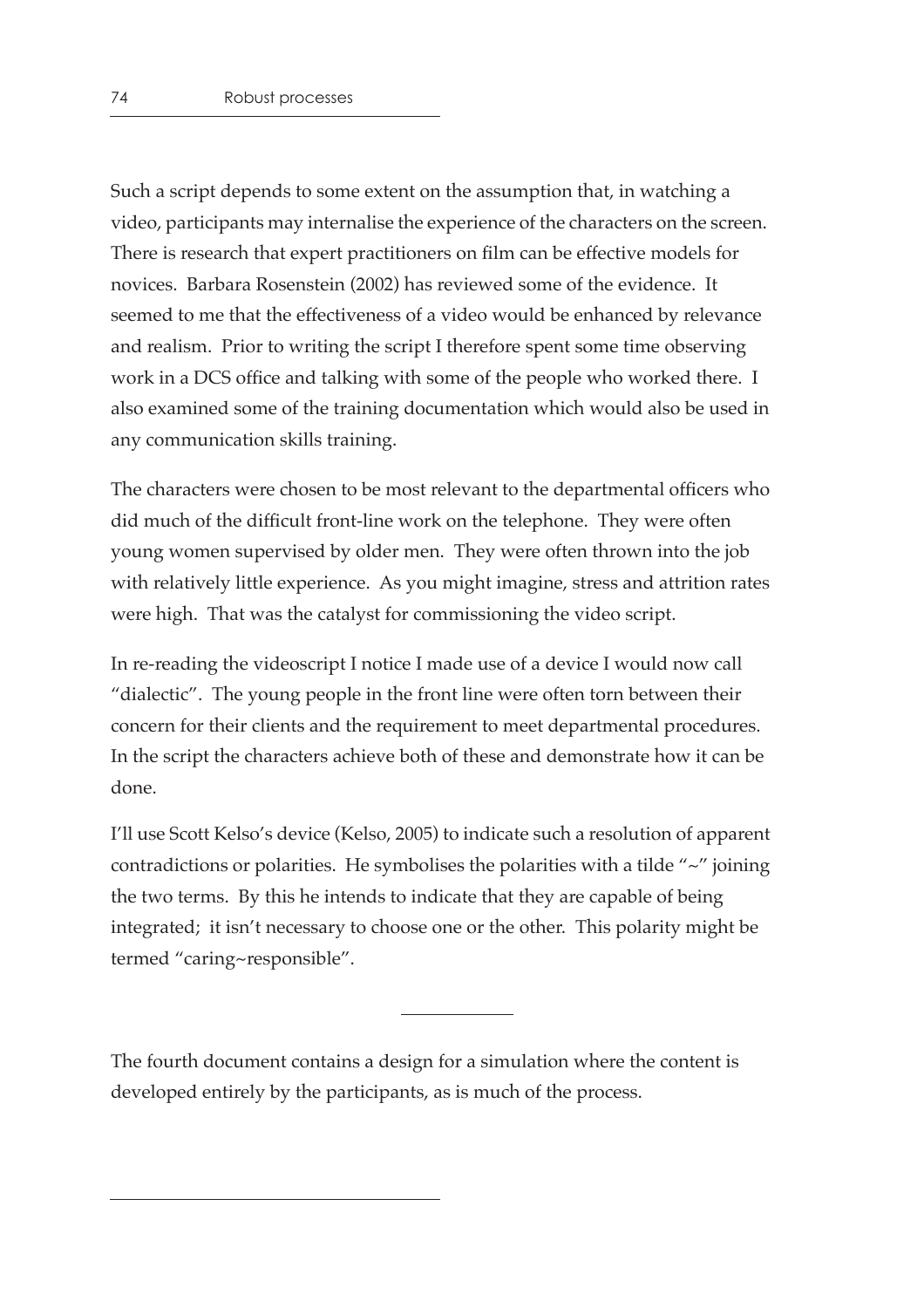Such a script depends to some extent on the assumption that, in watching a video, participants may internalise the experience of the characters on the screen. There is research that expert practitioners on film can be effective models for novices. Barbara Rosenstein (2002) has reviewed some of the evidence. It seemed to me that the effectiveness of a video would be enhanced by relevance and realism. Prior to writing the script I therefore spent some time observing work in a DCS office and talking with some of the people who worked there. I also examined some of the training documentation which would also be used in any communication skills training.

The characters were chosen to be most relevant to the departmental officers who did much of the difficult front-line work on the telephone. They were often young women supervised by older men. They were often thrown into the job with relatively little experience. As you might imagine, stress and attrition rates were high. That was the catalyst for commissioning the video script.

In re-reading the videoscript I notice I made use of a device I would now call "dialectic". The young people in the front line were often torn between their concern for their clients and the requirement to meet departmental procedures. In the script the characters achieve both of these and demonstrate how it can be done.

I'll use Scott Kelso's device (Kelso, 2005) to indicate such a resolution of apparent contradictions or polarities. He symbolises the polarities with a tilde "~" joining the two terms. By this he intends to indicate that they are capable of being integrated; it isn't necessary to choose one or the other. This polarity might be termed "caring~responsible".

---

The fourth document contains a design for a simulation where the content is developed entirely by the participants, as is much of the process.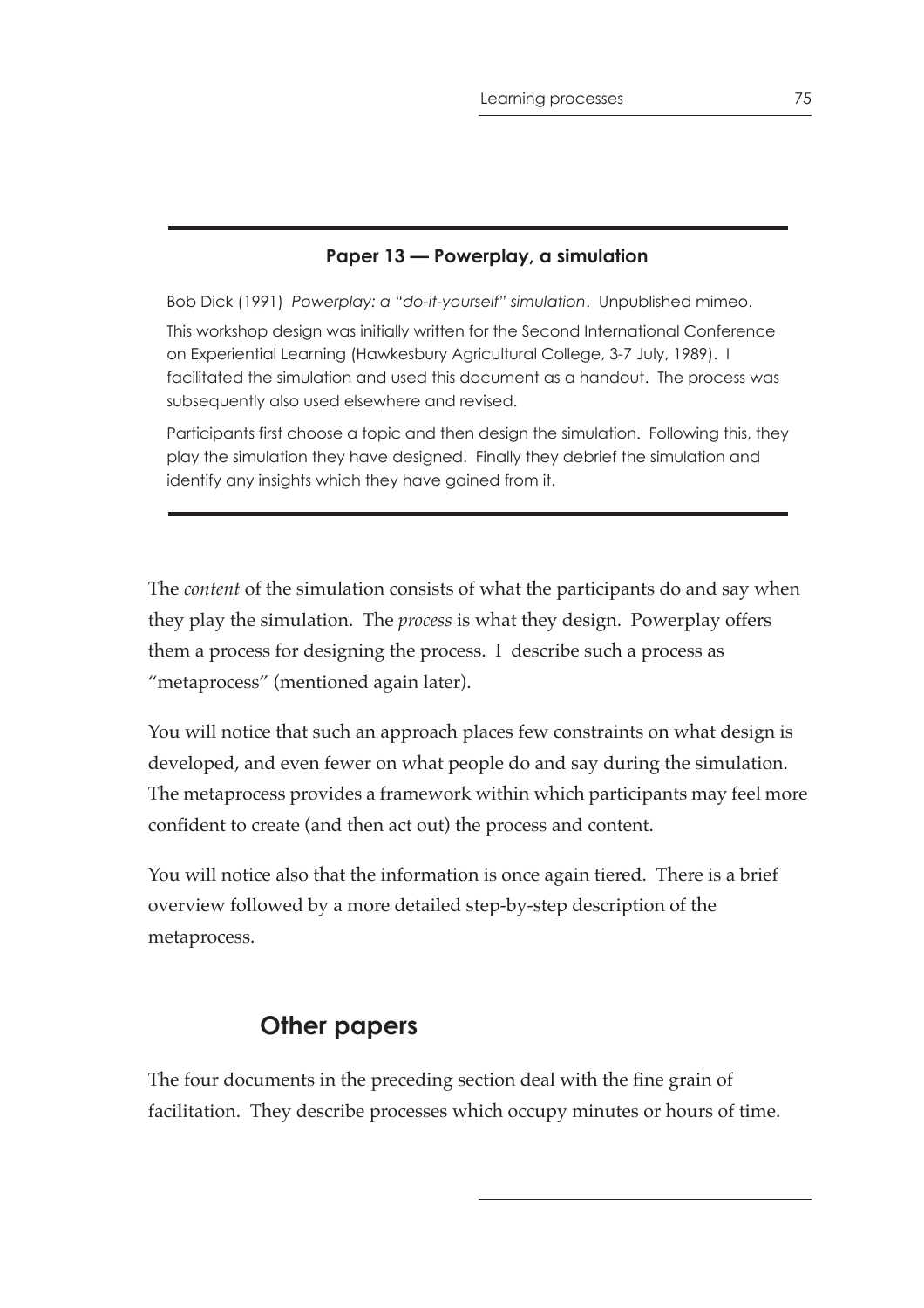**Paper 13 — Powerplay, a simulation**

Bob Dick (1991) *Powerplay: a "do-it-yourself" simulation*. Unpublished mimeo.

This workshop design was initially written for the Second International Conference on Experiential Learning (Hawkesbury Agricultural College, 3-7 July, 1989). I facilitated the simulation and used this document as a handout. The process was subsequently also used elsewhere and revised.

Participants first choose a topic and then design the simulation. Following this, they play the simulation they have designed. Finally they debrief the simulation and identify any insights which they have gained from it.

---

The *content* of the simulation consists of what the participants do and say when they play the simulation. The *process* is what they design. Powerplay offers them a process for designing the process. I describe such a process as "metaprocess" (mentioned again later).

You will notice that such an approach places few constraints on what design is developed, and even fewer on what people do and say during the simulation. The metaprocess provides a framework within which participants may feel more confident to create (and then act out) the process and content.

You will notice also that the information is once again tiered. There is a brief overview followed by a more detailed step-by-step description of the metaprocess.

## Other papers

The four documents in the preceding section deal with the fine grain of facilitation. They describe processes which occupy minutes or hours of time.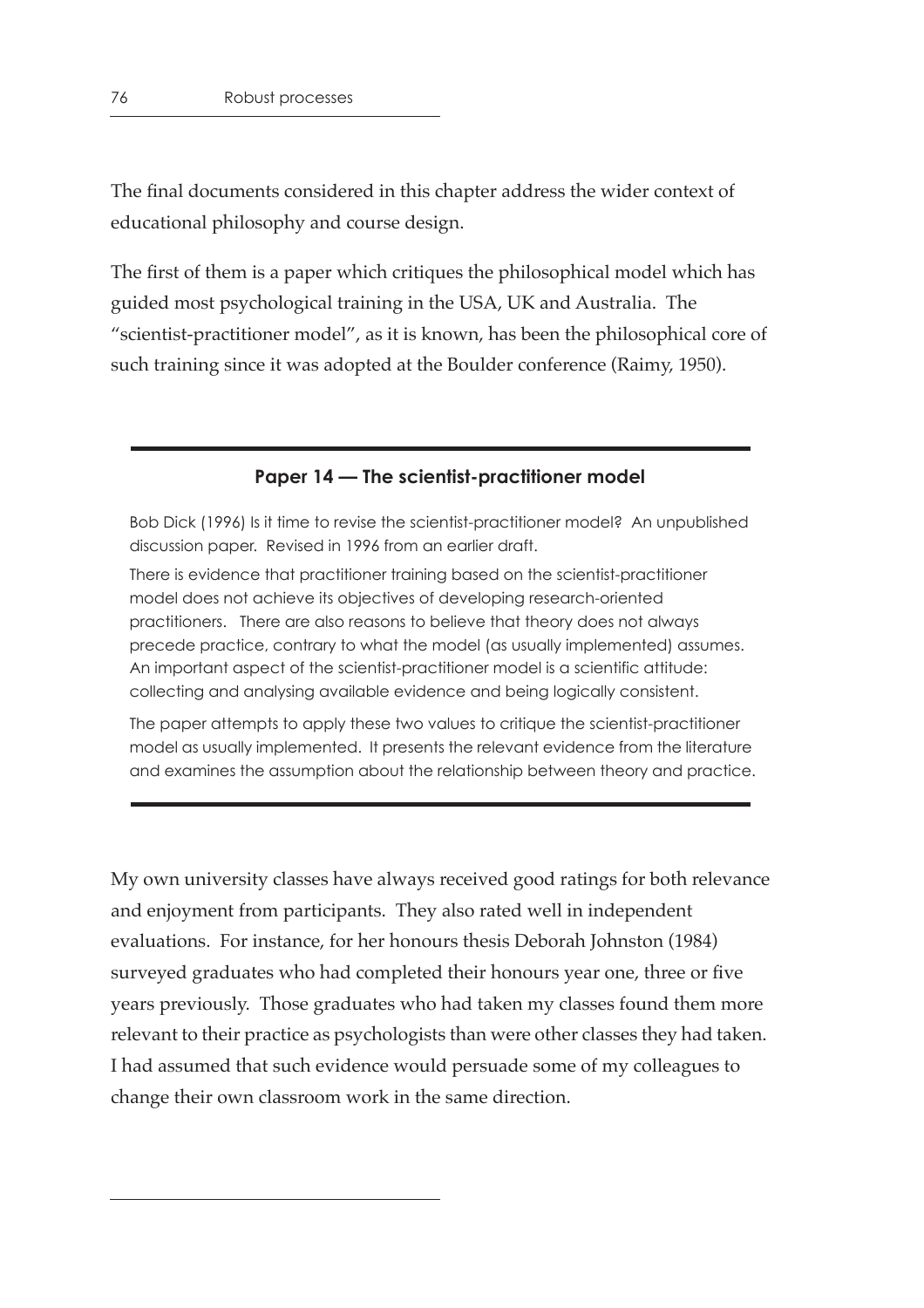The final documents considered in this chapter address the wider context of educational philosophy and course design.

The first of them is a paper which critiques the philosophical model which has guided most psychological training in the USA, UK and Australia. The "scientist-practitioner model", as it is known, has been the philosophical core of such training since it was adopted at the Boulder conference (Raimy, 1950).

---

### Paper 14 — The scientist-practitioner model

Bob Dick (1996) Is it time to revise the scientist-practitioner model? An unpublished discussion paper. Revised in 1996 from an earlier draft.

There is evidence that practitioner training based on the scientist-practitioner model does not achieve its objectives of developing research-oriented practitioners. There are also reasons to believe that theory does not always precede practice, contrary to what the model (as usually implemented) assumes. An important aspect of the scientist-practitioner model is a scientific attitude: collecting and analysing available evidence and being logically consistent.

The paper attempts to apply these two values to critique the scientist-practitioner model as usually implemented. It presents the relevant evidence from the literature and examines the assumption about the relationship between theory and practice.

---

My own university classes have always received good ratings for both relevance and enjoyment from participants. They also rated well in independent evaluations. For instance, for her honours thesis Deborah Johnston (1984) surveyed graduates who had completed their honours year one, three or five years previously. Those graduates who had taken my classes found them more relevant to their practice as psychologists than were other classes they had taken. I had assumed that such evidence would persuade some of my colleagues to change their own classroom work in the same direction.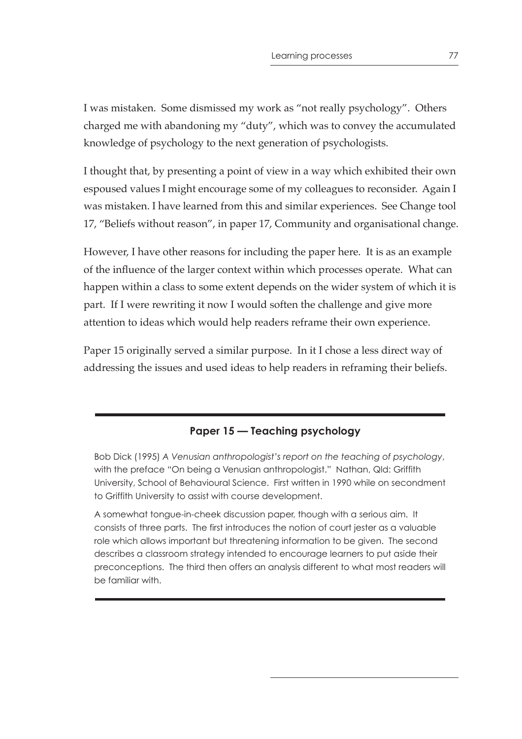I was mistaken. Some dismissed my work as "not really psychology". Others charged me with abandoning my "duty", which was to convey the accumulated knowledge of psychology to the next generation of psychologists.

I thought that, by presenting a point of view in a way which exhibited their own espoused values I might encourage some of my colleagues to reconsider. Again I was mistaken. I have learned from this and similar experiences. See Change tool 17, "Beliefs without reason", in paper 17, Community and organisational change.

However, I have other reasons for including the paper here. It is as an example of the influence of the larger context within which processes operate. What can happen within a class to some extent depends on the wider system of which it is part. If I were rewriting it now I would soften the challenge and give more attention to ideas which would help readers reframe their own experience.

Paper 15 originally served a similar purpose. In it I chose a less direct way of addressing the issues and used ideas to help readers in reframing their beliefs.

---

### Paper 15 — Teaching psychology

Bob Dick (1995) *A Venusian anthropologist's report on the teaching of psychology*, with the preface "On being a Venusian anthropologist." Nathan, Qld: Griffith University, School of Behavioural Science. First written in 1990 while on secondment to Griffith University to assist with course development.

A somewhat tongue-in-cheek discussion paper, though with a serious aim. It consists of three parts. The first introduces the notion of court jester as a valuable role which allows important but threatening information to be given. The second describes a classroom strategy intended to encourage learners to put aside their preconceptions. The third then offers an analysis different to what most readers will be familiar with.

---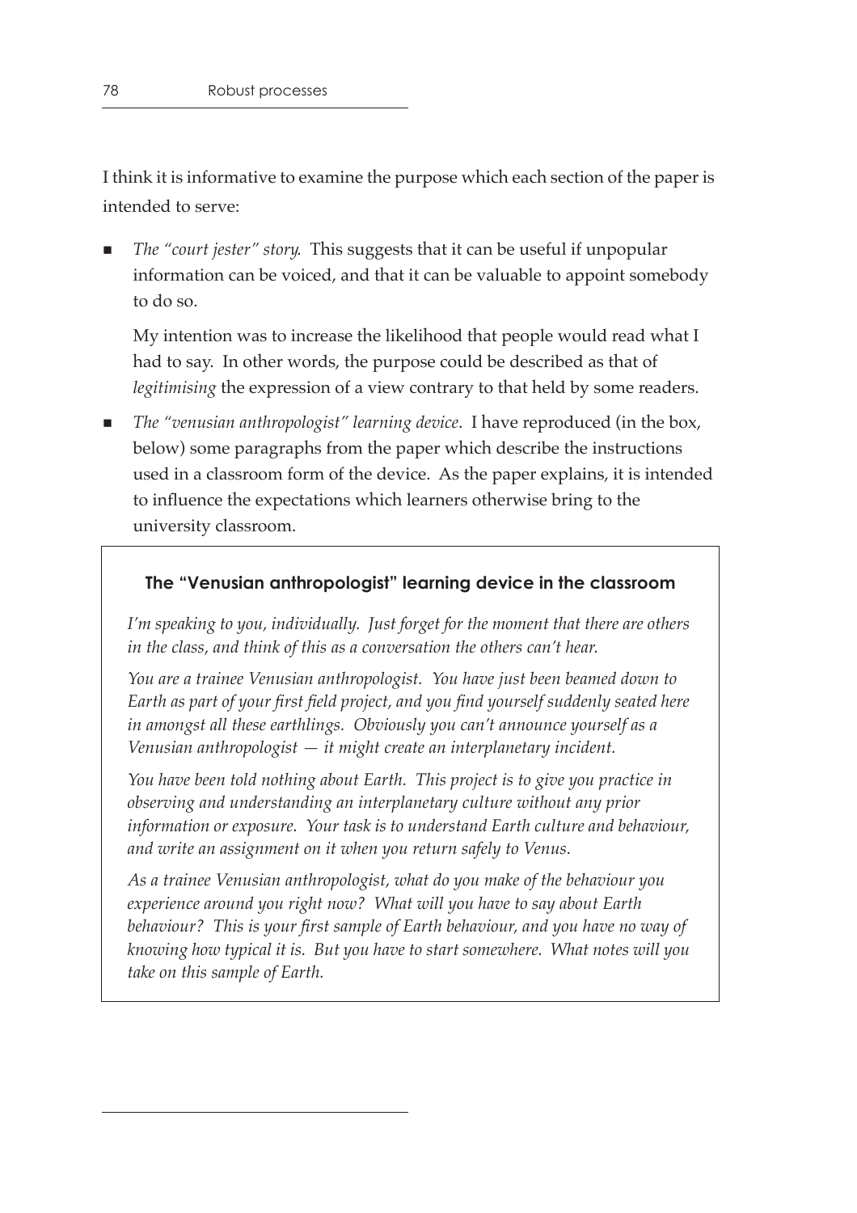I think it is informative to examine the purpose which each section of the paper is intended to serve:

- *The "court jester" story*. This suggests that it can be useful if unpopular information can be voiced, and that it can be valuable to appoint somebody to do so.

  My intention was to increase the likelihood that people would read what I had to say. In other words, the purpose could be described as that of *legitimising* the expression of a view contrary to that held by some readers.

- *The "venusian anthropologist" learning device*. I have reproduced (in the box, below) some paragraphs from the paper which describe the instructions used in a classroom form of the device. As the paper explains, it is intended to influence the expectations which learners otherwise bring to the university classroom.

> **The "Venusian anthropologist" learning device in the classroom**
>
> *I'm speaking to you, individually. Just forget for the moment that there are others in the class, and think of this as a conversation the others can't hear.*
>
> *You are a trainee Venusian anthropologist. You have just been beamed down to Earth as part of your first field project, and you find yourself suddenly seated here in amongst all these earthlings. Obviously you can't announce yourself as a Venusian anthropologist — it might create an interplanetary incident.*
>
> *You have been told nothing about Earth. This project is to give you practice in observing and understanding an interplanetary culture without any prior information or exposure. Your task is to understand Earth culture and behaviour, and write an assignment on it when you return safely to Venus.*
>
> *As a trainee Venusian anthropologist, what do you make of the behaviour you experience around you right now? What will you have to say about Earth behaviour? This is your first sample of Earth behaviour, and you have no way of knowing how typical it is. But you have to start somewhere. What notes will you take on this sample of Earth.*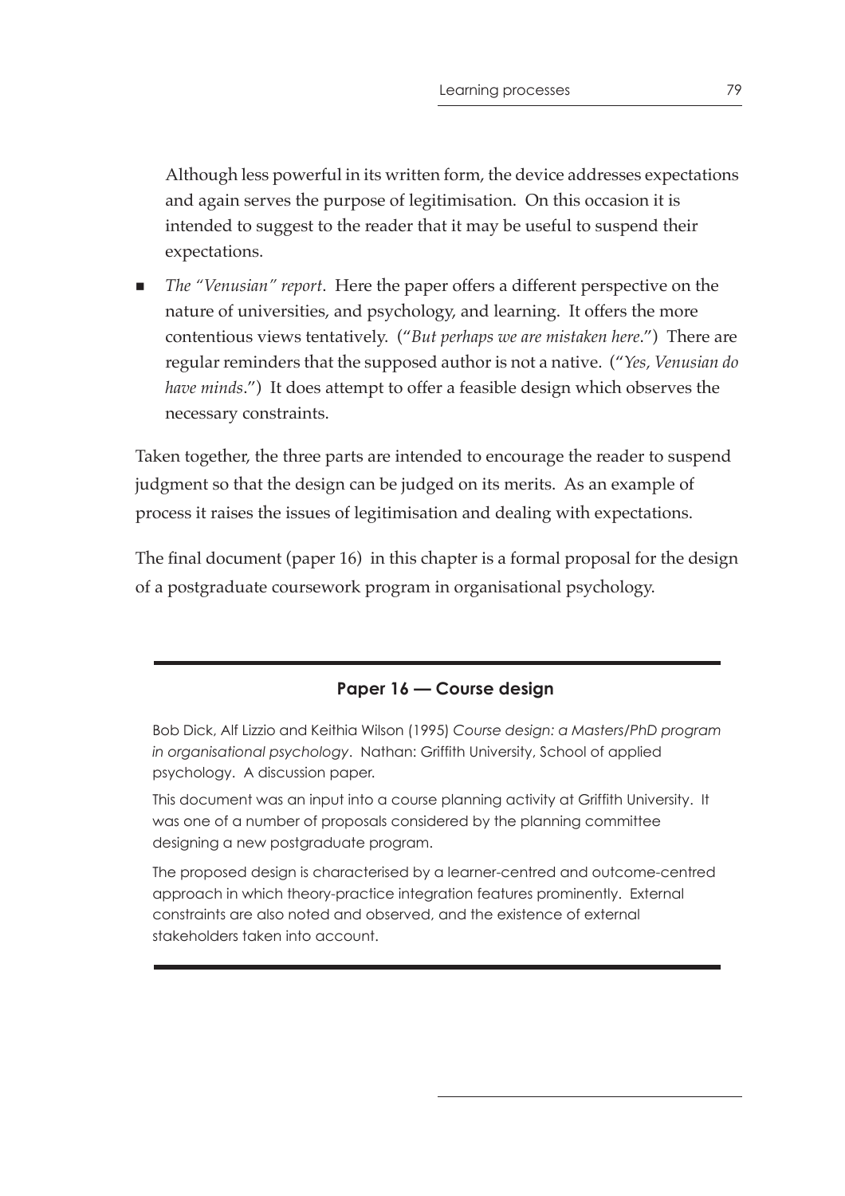Although less powerful in its written form, the device addresses expectations and again serves the purpose of legitimisation. On this occasion it is intended to suggest to the reader that it may be useful to suspend their expectations.

- *The "Venusian" report*. Here the paper offers a different perspective on the nature of universities, and psychology, and learning. It offers the more contentious views tentatively. ("*But perhaps we are mistaken here*.") There are regular reminders that the supposed author is not a native. ("*Yes, Venusian do have minds*.") It does attempt to offer a feasible design which observes the necessary constraints.

Taken together, the three parts are intended to encourage the reader to suspend judgment so that the design can be judged on its merits. As an example of process it raises the issues of legitimisation and dealing with expectations.

The final document (paper 16) in this chapter is a formal proposal for the design of a postgraduate coursework program in organisational psychology.

---

### Paper 16 — Course design

Bob Dick, Alf Lizzio and Keithia Wilson (1995) *Course design: a Masters/PhD program in organisational psychology*. Nathan: Griffith University, School of applied psychology. A discussion paper.

This document was an input into a course planning activity at Griffith University. It was one of a number of proposals considered by the planning committee designing a new postgraduate program.

The proposed design is characterised by a learner-centred and outcome-centred approach in which theory-practice integration features prominently. External constraints are also noted and observed, and the existence of external stakeholders taken into account.

---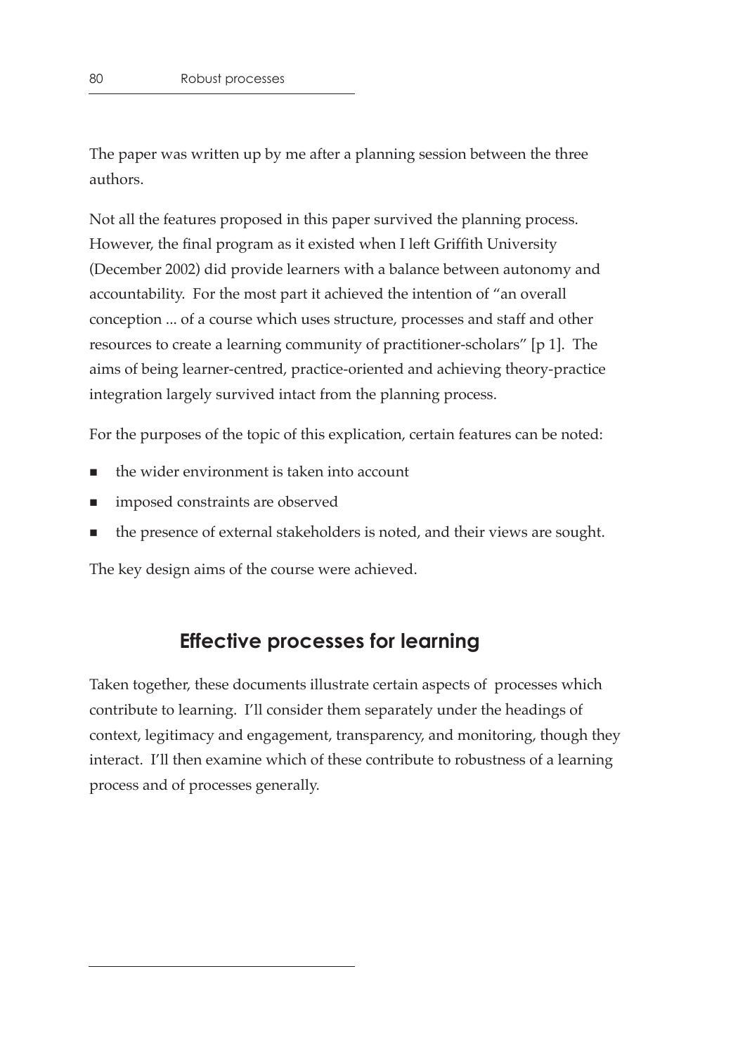The paper was written up by me after a planning session between the three authors.

Not all the features proposed in this paper survived the planning process. However, the final program as it existed when I left Griffith University (December 2002) did provide learners with a balance between autonomy and accountability. For the most part it achieved the intention of "an overall conception ... of a course which uses structure, processes and staff and other resources to create a learning community of practitioner-scholars" [p 1]. The aims of being learner-centred, practice-oriented and achieving theory-practice integration largely survived intact from the planning process.

For the purposes of the topic of this explication, certain features can be noted:

- the wider environment is taken into account
- imposed constraints are observed
- the presence of external stakeholders is noted, and their views are sought.

The key design aims of the course were achieved.

## Effective processes for learning

Taken together, these documents illustrate certain aspects of processes which contribute to learning. I'll consider them separately under the headings of context, legitimacy and engagement, transparency, and monitoring, though they interact. I'll then examine which of these contribute to robustness of a learning process and of processes generally.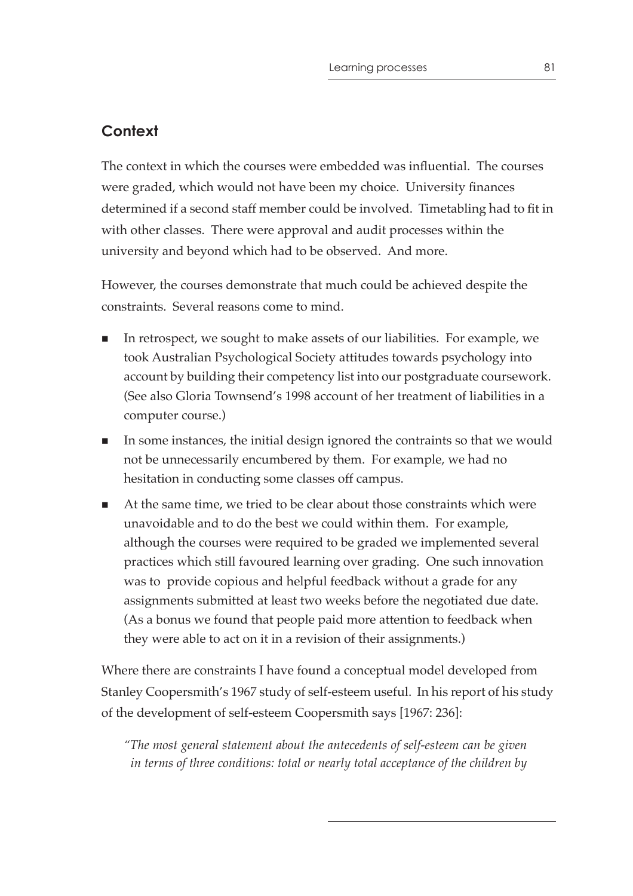## Context

The context in which the courses were embedded was influential. The courses were graded, which would not have been my choice. University finances determined if a second staff member could be involved. Timetabling had to fit in with other classes. There were approval and audit processes within the university and beyond which had to be observed. And more.

However, the courses demonstrate that much could be achieved despite the constraints. Several reasons come to mind.

- In retrospect, we sought to make assets of our liabilities. For example, we took Australian Psychological Society attitudes towards psychology into account by building their competency list into our postgraduate coursework. (See also Gloria Townsend's 1998 account of her treatment of liabilities in a computer course.)
- In some instances, the initial design ignored the contraints so that we would not be unnecessarily encumbered by them. For example, we had no hesitation in conducting some classes off campus.
- At the same time, we tried to be clear about those constraints which were unavoidable and to do the best we could within them. For example, although the courses were required to be graded we implemented several practices which still favoured learning over grading. One such innovation was to provide copious and helpful feedback without a grade for any assignments submitted at least two weeks before the negotiated due date. (As a bonus we found that people paid more attention to feedback when they were able to act on it in a revision of their assignments.)

Where there are constraints I have found a conceptual model developed from Stanley Coopersmith's 1967 study of self-esteem useful. In his report of his study of the development of self-esteem Coopersmith says [1967: 236]:

*"The most general statement about the antecedents of self-esteem can be given in terms of three conditions: total or nearly total acceptance of the children by*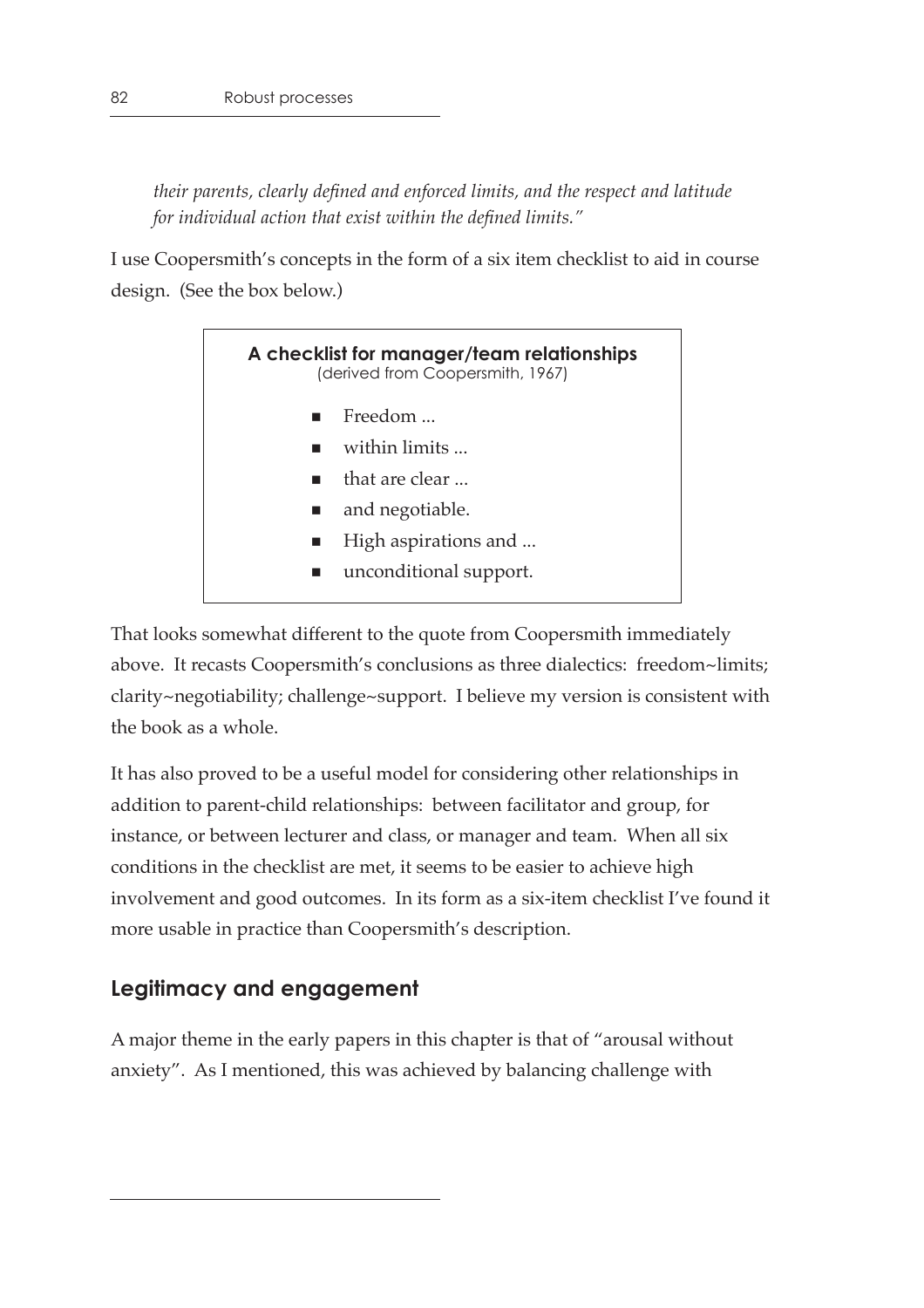*their parents, clearly defined and enforced limits, and the respect and latitude for individual action that exist within the defined limits."*

I use Coopersmith's concepts in the form of a six item checklist to aid in course design. (See the box below.)

> **A checklist for manager/team relationships**
> (derived from Coopersmith, 1967)
>
> - Freedom ...
> - within limits ...
> - that are clear ...
> - and negotiable.
> - High aspirations and ...
> - unconditional support.

That looks somewhat different to the quote from Coopersmith immediately above. It recasts Coopersmith's conclusions as three dialectics: freedom~limits; clarity~negotiability; challenge~support. I believe my version is consistent with the book as a whole.

It has also proved to be a useful model for considering other relationships in addition to parent-child relationships: between facilitator and group, for instance, or between lecturer and class, or manager and team. When all six conditions in the checklist are met, it seems to be easier to achieve high involvement and good outcomes. In its form as a six-item checklist I've found it more usable in practice than Coopersmith's description.

## Legitimacy and engagement

A major theme in the early papers in this chapter is that of "arousal without anxiety". As I mentioned, this was achieved by balancing challenge with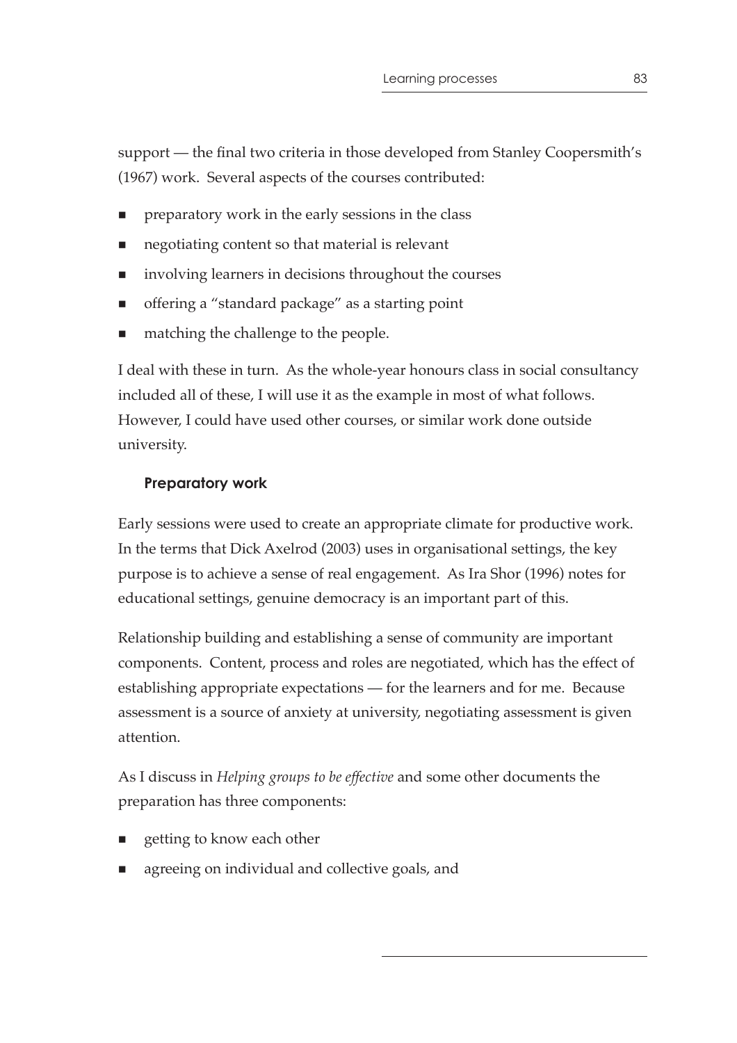support — the final two criteria in those developed from Stanley Coopersmith's (1967) work. Several aspects of the courses contributed:

- preparatory work in the early sessions in the class
- negotiating content so that material is relevant
- involving learners in decisions throughout the courses
- offering a "standard package" as a starting point
- matching the challenge to the people.

I deal with these in turn. As the whole-year honours class in social consultancy included all of these, I will use it as the example in most of what follows. However, I could have used other courses, or similar work done outside university.

### Preparatory work

Early sessions were used to create an appropriate climate for productive work. In the terms that Dick Axelrod (2003) uses in organisational settings, the key purpose is to achieve a sense of real engagement. As Ira Shor (1996) notes for educational settings, genuine democracy is an important part of this.

Relationship building and establishing a sense of community are important components. Content, process and roles are negotiated, which has the effect of establishing appropriate expectations — for the learners and for me. Because assessment is a source of anxiety at university, negotiating assessment is given attention.

As I discuss in *Helping groups to be effective* and some other documents the preparation has three components:

- getting to know each other
- agreeing on individual and collective goals, and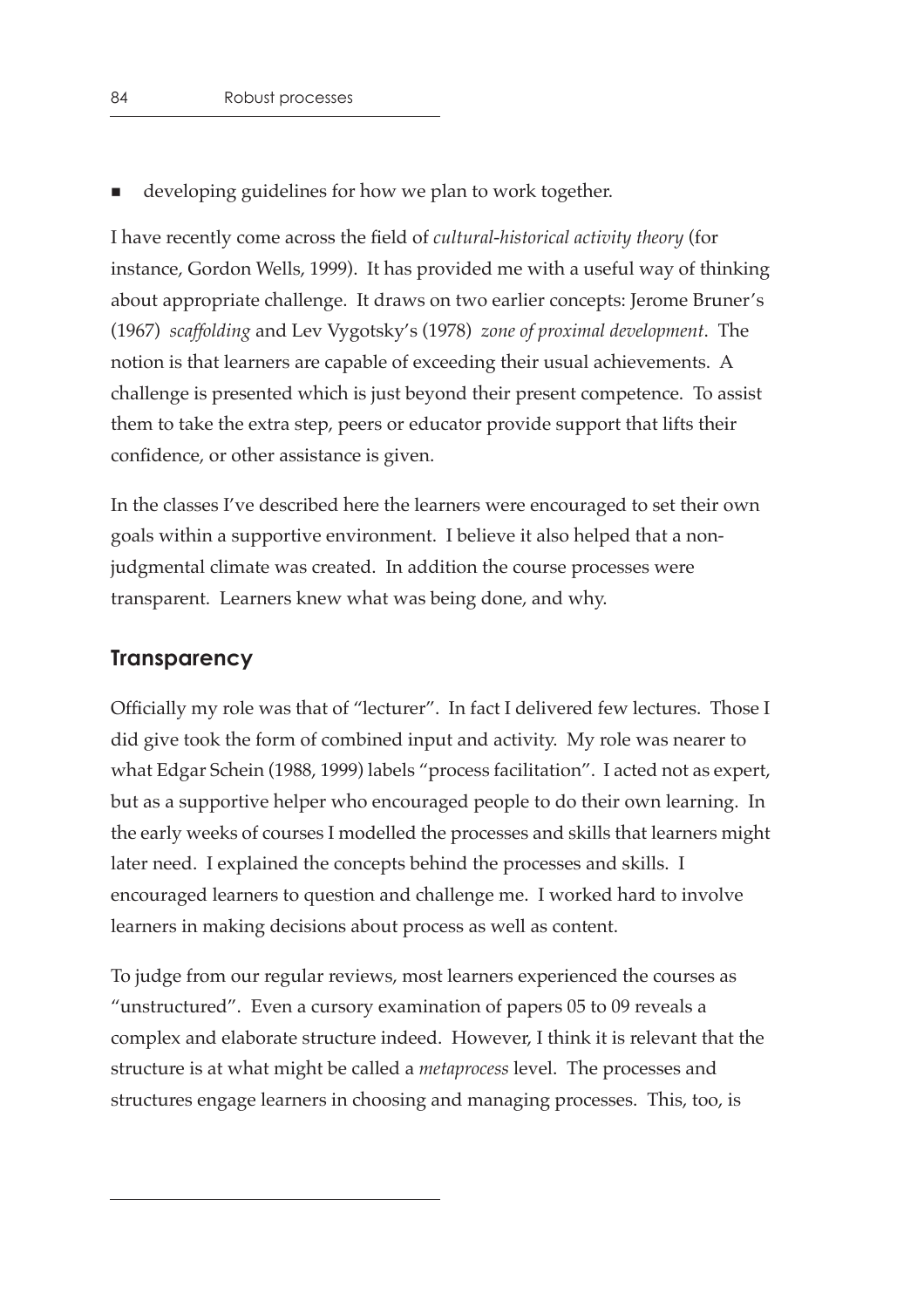- developing guidelines for how we plan to work together.

I have recently come across the field of *cultural-historical activity theory* (for instance, Gordon Wells, 1999). It has provided me with a useful way of thinking about appropriate challenge. It draws on two earlier concepts: Jerome Bruner's (1967) *scaffolding* and Lev Vygotsky's (1978) *zone of proximal development*. The notion is that learners are capable of exceeding their usual achievements. A challenge is presented which is just beyond their present competence. To assist them to take the extra step, peers or educator provide support that lifts their confidence, or other assistance is given.

In the classes I've described here the learners were encouraged to set their own goals within a supportive environment. I believe it also helped that a non-judgmental climate was created. In addition the course processes were transparent. Learners knew what was being done, and why.

## Transparency

Officially my role was that of "lecturer". In fact I delivered few lectures. Those I did give took the form of combined input and activity. My role was nearer to what Edgar Schein (1988, 1999) labels "process facilitation". I acted not as expert, but as a supportive helper who encouraged people to do their own learning. In the early weeks of courses I modelled the processes and skills that learners might later need. I explained the concepts behind the processes and skills. I encouraged learners to question and challenge me. I worked hard to involve learners in making decisions about process as well as content.

To judge from our regular reviews, most learners experienced the courses as "unstructured". Even a cursory examination of papers 05 to 09 reveals a complex and elaborate structure indeed. However, I think it is relevant that the structure is at what might be called a *metaprocess* level. The processes and structures engage learners in choosing and managing processes. This, too, is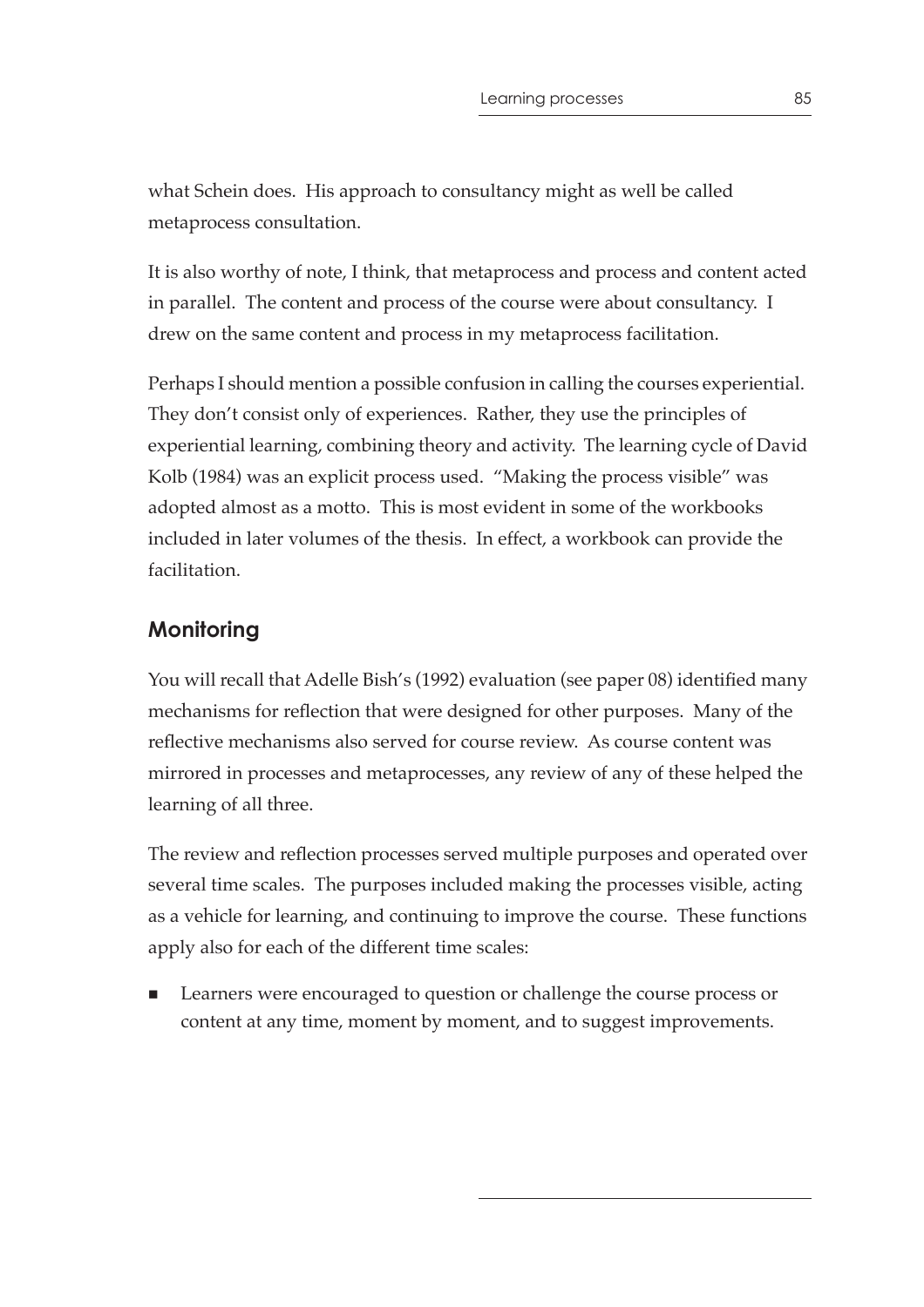what Schein does. His approach to consultancy might as well be called metaprocess consultation.

It is also worthy of note, I think, that metaprocess and process and content acted in parallel. The content and process of the course were about consultancy. I drew on the same content and process in my metaprocess facilitation.

Perhaps I should mention a possible confusion in calling the courses experiential. They don't consist only of experiences. Rather, they use the principles of experiential learning, combining theory and activity. The learning cycle of David Kolb (1984) was an explicit process used. "Making the process visible" was adopted almost as a motto. This is most evident in some of the workbooks included in later volumes of the thesis. In effect, a workbook can provide the facilitation.

## Monitoring

You will recall that Adelle Bish's (1992) evaluation (see paper 08) identified many mechanisms for reflection that were designed for other purposes. Many of the reflective mechanisms also served for course review. As course content was mirrored in processes and metaprocesses, any review of any of these helped the learning of all three.

The review and reflection processes served multiple purposes and operated over several time scales. The purposes included making the processes visible, acting as a vehicle for learning, and continuing to improve the course. These functions apply also for each of the different time scales:

- Learners were encouraged to question or challenge the course process or content at any time, moment by moment, and to suggest improvements.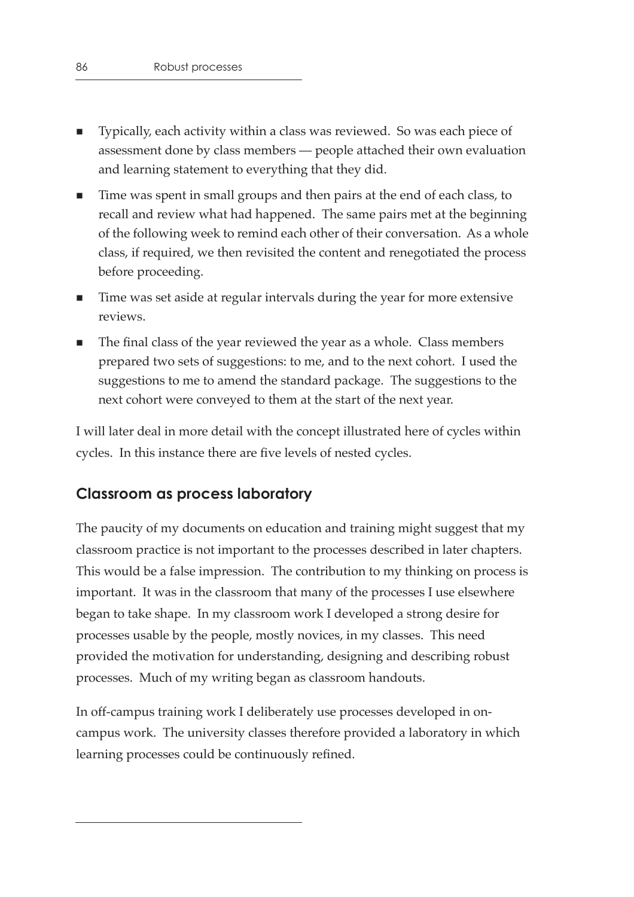- Typically, each activity within a class was reviewed. So was each piece of assessment done by class members — people attached their own evaluation and learning statement to everything that they did.
- Time was spent in small groups and then pairs at the end of each class, to recall and review what had happened. The same pairs met at the beginning of the following week to remind each other of their conversation. As a whole class, if required, we then revisited the content and renegotiated the process before proceeding.
- Time was set aside at regular intervals during the year for more extensive reviews.
- The final class of the year reviewed the year as a whole. Class members prepared two sets of suggestions: to me, and to the next cohort. I used the suggestions to me to amend the standard package. The suggestions to the next cohort were conveyed to them at the start of the next year.

I will later deal in more detail with the concept illustrated here of cycles within cycles. In this instance there are five levels of nested cycles.

## Classroom as process laboratory

The paucity of my documents on education and training might suggest that my classroom practice is not important to the processes described in later chapters. This would be a false impression. The contribution to my thinking on process is important. It was in the classroom that many of the processes I use elsewhere began to take shape. In my classroom work I developed a strong desire for processes usable by the people, mostly novices, in my classes. This need provided the motivation for understanding, designing and describing robust processes. Much of my writing began as classroom handouts.

In off-campus training work I deliberately use processes developed in on-campus work. The university classes therefore provided a laboratory in which learning processes could be continuously refined.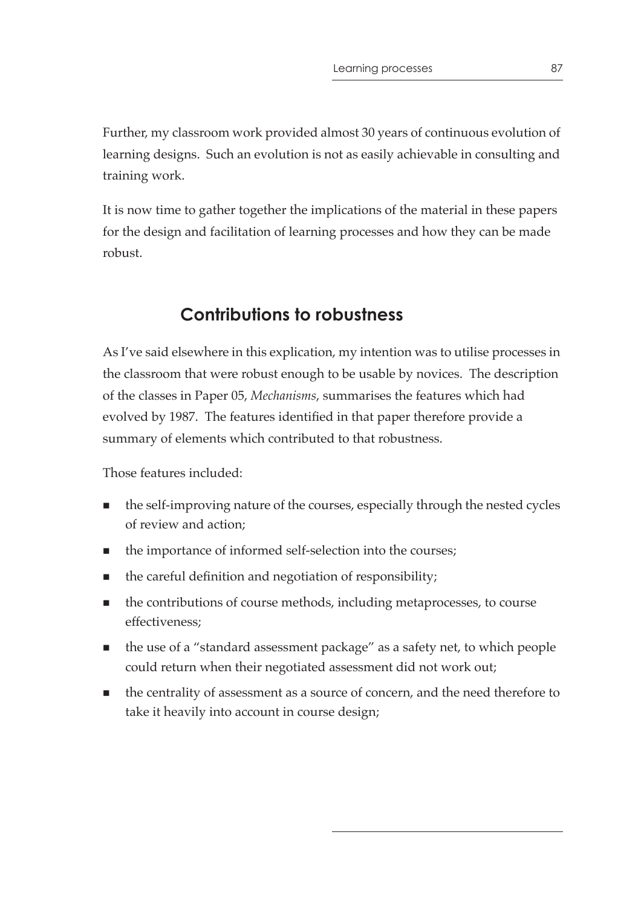Further, my classroom work provided almost 30 years of continuous evolution of learning designs. Such an evolution is not as easily achievable in consulting and training work.

It is now time to gather together the implications of the material in these papers for the design and facilitation of learning processes and how they can be made robust.

## Contributions to robustness

As I've said elsewhere in this explication, my intention was to utilise processes in the classroom that were robust enough to be usable by novices. The description of the classes in Paper 05, *Mechanisms*, summarises the features which had evolved by 1987. The features identified in that paper therefore provide a summary of elements which contributed to that robustness.

Those features included:

- the self-improving nature of the courses, especially through the nested cycles of review and action;
- the importance of informed self-selection into the courses;
- the careful definition and negotiation of responsibility;
- the contributions of course methods, including metaprocesses, to course effectiveness;
- the use of a "standard assessment package" as a safety net, to which people could return when their negotiated assessment did not work out;
- the centrality of assessment as a source of concern, and the need therefore to take it heavily into account in course design;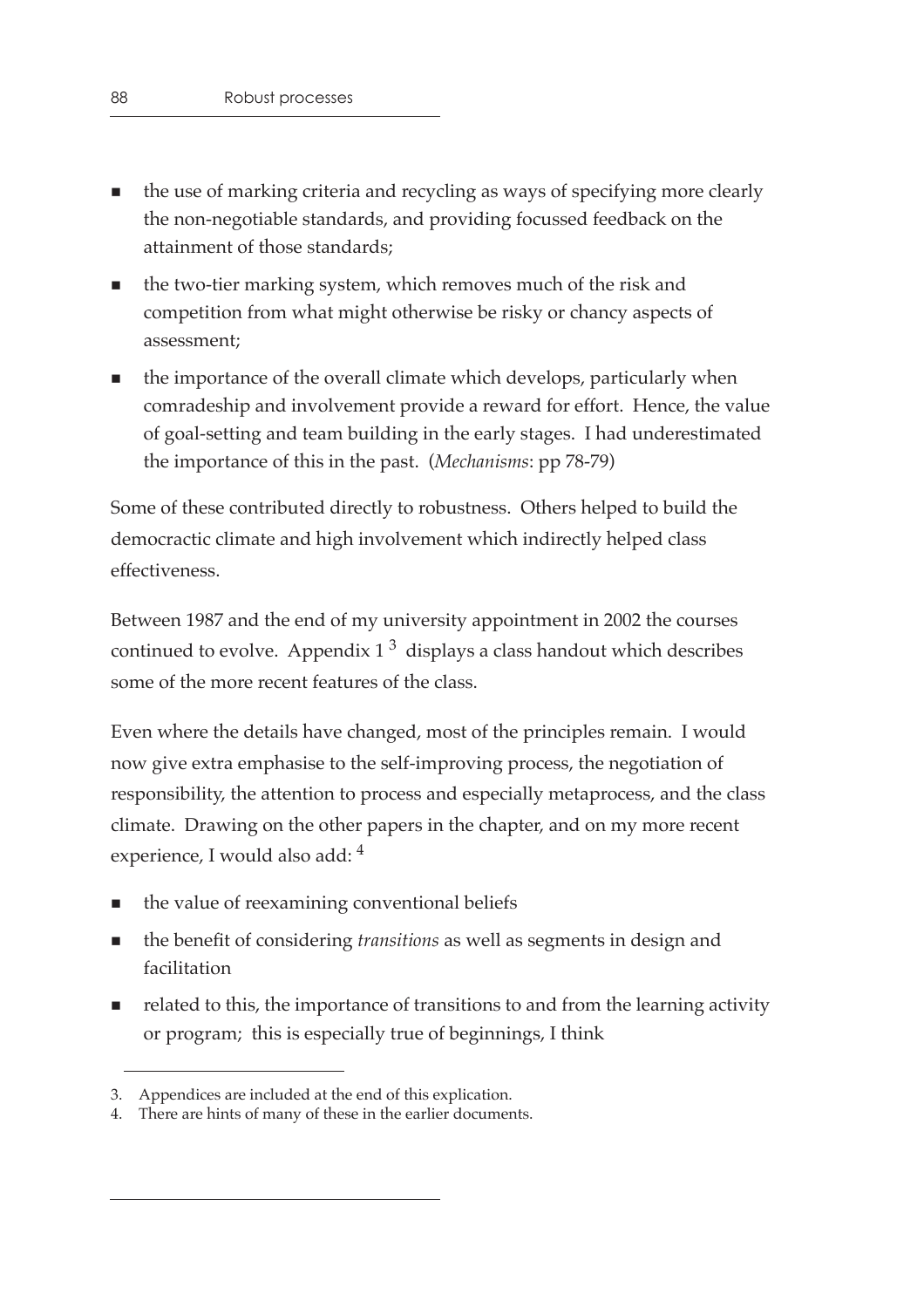- the use of marking criteria and recycling as ways of specifying more clearly the non-negotiable standards, and providing focussed feedback on the attainment of those standards;
- the two-tier marking system, which removes much of the risk and competition from what might otherwise be risky or chancy aspects of assessment;
- the importance of the overall climate which develops, particularly when comradeship and involvement provide a reward for effort. Hence, the value of goal-setting and team building in the early stages. I had underestimated the importance of this in the past. (*Mechanisms*: pp 78-79)

Some of these contributed directly to robustness. Others helped to build the democractic climate and high involvement which indirectly helped class effectiveness.

Between 1987 and the end of my university appointment in 2002 the courses continued to evolve. Appendix 1 [3] displays a class handout which describes some of the more recent features of the class.

Even where the details have changed, most of the principles remain. I would now give extra emphasise to the self-improving process, the negotiation of responsibility, the attention to process and especially metaprocess, and the class climate. Drawing on the other papers in the chapter, and on my more recent experience, I would also add: [4]

- the value of reexamining conventional beliefs
- the benefit of considering *transitions* as well as segments in design and facilitation
- related to this, the importance of transitions to and from the learning activity or program; this is especially true of beginnings, I think

3. Appendices are included at the end of this explication.
4. There are hints of many of these in the earlier documents.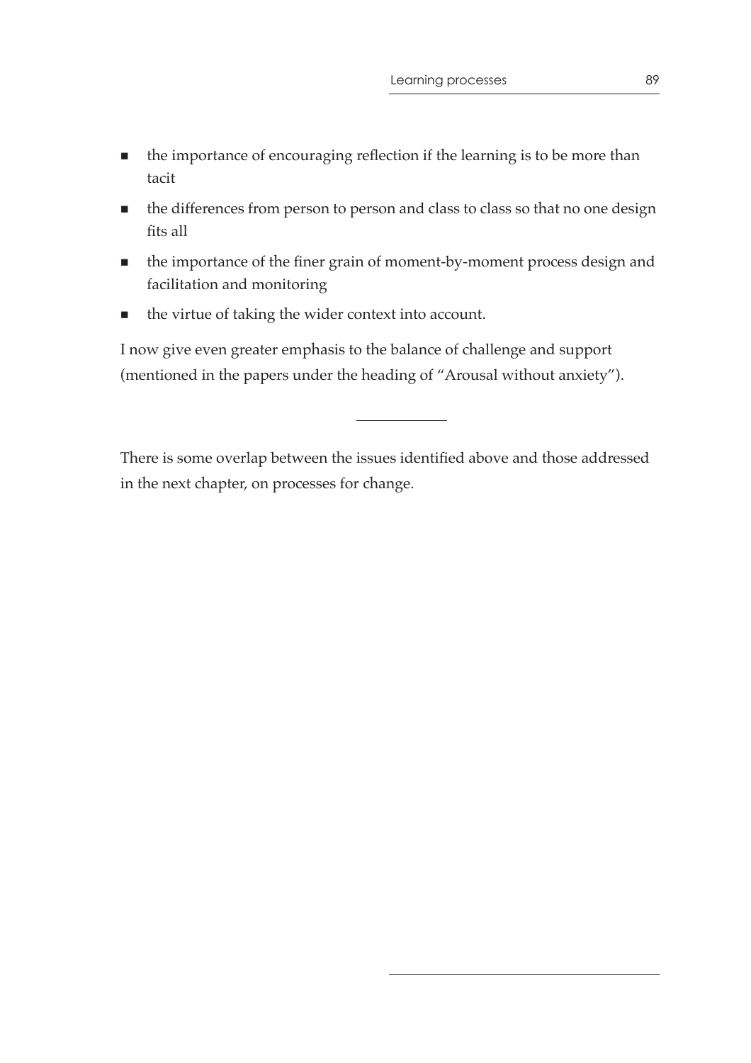- the importance of encouraging reflection if the learning is to be more than tacit
- the differences from person to person and class to class so that no one design fits all
- the importance of the finer grain of moment-by-moment process design and facilitation and monitoring
- the virtue of taking the wider context into account.

I now give even greater emphasis to the balance of challenge and support (mentioned in the papers under the heading of "Arousal without anxiety").

---

There is some overlap between the issues identified above and those addressed in the next chapter, on processes for change.